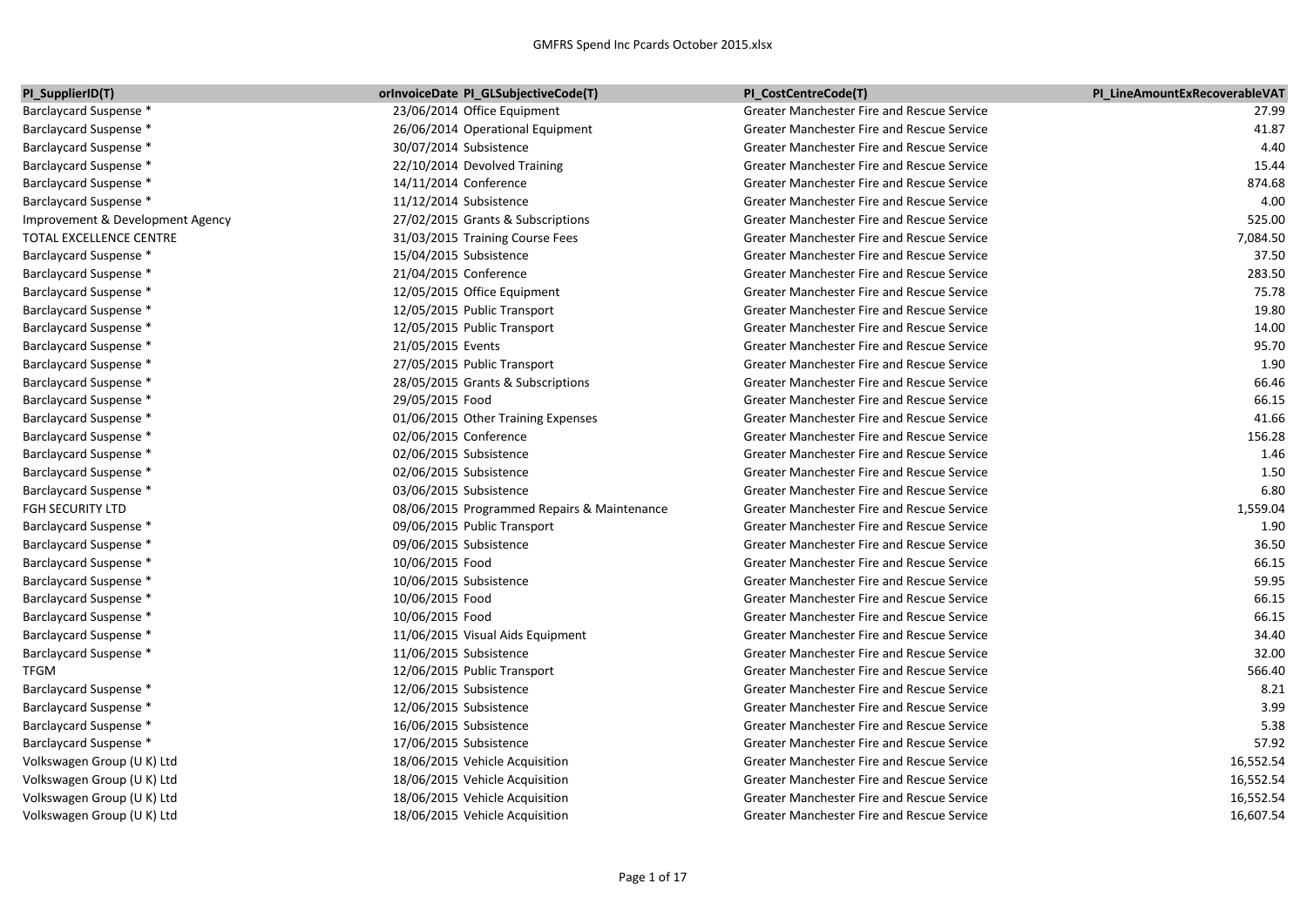# GMFRS Spend Inc Pcards October 2015.xlsx

| PI_SupplierID(T) | orInvoiceDate | PI_GLSubjectiveCode(T) | PI_CostCentreCode(T) | PI_LineAmountExRecoverableVAT |
|---|---|---|---|---|
| Barclaycard Suspense * | 23/06/2014 | Office Equipment | Greater Manchester Fire and Rescue Service | 27.99 |
| Barclaycard Suspense * | 26/06/2014 | Operational Equipment | Greater Manchester Fire and Rescue Service | 41.87 |
| Barclaycard Suspense * | 30/07/2014 | Subsistence | Greater Manchester Fire and Rescue Service | 4.40 |
| Barclaycard Suspense * | 22/10/2014 | Devolved Training | Greater Manchester Fire and Rescue Service | 15.44 |
| Barclaycard Suspense * | 14/11/2014 | Conference | Greater Manchester Fire and Rescue Service | 874.68 |
| Barclaycard Suspense * | 11/12/2014 | Subsistence | Greater Manchester Fire and Rescue Service | 4.00 |
| Improvement & Development Agency | 27/02/2015 | Grants & Subscriptions | Greater Manchester Fire and Rescue Service | 525.00 |
| TOTAL EXCELLENCE CENTRE | 31/03/2015 | Training Course Fees | Greater Manchester Fire and Rescue Service | 7,084.50 |
| Barclaycard Suspense * | 15/04/2015 | Subsistence | Greater Manchester Fire and Rescue Service | 37.50 |
| Barclaycard Suspense * | 21/04/2015 | Conference | Greater Manchester Fire and Rescue Service | 283.50 |
| Barclaycard Suspense * | 12/05/2015 | Office Equipment | Greater Manchester Fire and Rescue Service | 75.78 |
| Barclaycard Suspense * | 12/05/2015 | Public Transport | Greater Manchester Fire and Rescue Service | 19.80 |
| Barclaycard Suspense * | 12/05/2015 | Public Transport | Greater Manchester Fire and Rescue Service | 14.00 |
| Barclaycard Suspense * | 21/05/2015 | Events | Greater Manchester Fire and Rescue Service | 95.70 |
| Barclaycard Suspense * | 27/05/2015 | Public Transport | Greater Manchester Fire and Rescue Service | 1.90 |
| Barclaycard Suspense * | 28/05/2015 | Grants & Subscriptions | Greater Manchester Fire and Rescue Service | 66.46 |
| Barclaycard Suspense * | 29/05/2015 | Food | Greater Manchester Fire and Rescue Service | 66.15 |
| Barclaycard Suspense * | 01/06/2015 | Other Training Expenses | Greater Manchester Fire and Rescue Service | 41.66 |
| Barclaycard Suspense * | 02/06/2015 | Conference | Greater Manchester Fire and Rescue Service | 156.28 |
| Barclaycard Suspense * | 02/06/2015 | Subsistence | Greater Manchester Fire and Rescue Service | 1.46 |
| Barclaycard Suspense * | 02/06/2015 | Subsistence | Greater Manchester Fire and Rescue Service | 1.50 |
| Barclaycard Suspense * | 03/06/2015 | Subsistence | Greater Manchester Fire and Rescue Service | 6.80 |
| FGH SECURITY LTD | 08/06/2015 | Programmed Repairs & Maintenance | Greater Manchester Fire and Rescue Service | 1,559.04 |
| Barclaycard Suspense * | 09/06/2015 | Public Transport | Greater Manchester Fire and Rescue Service | 1.90 |
| Barclaycard Suspense * | 09/06/2015 | Subsistence | Greater Manchester Fire and Rescue Service | 36.50 |
| Barclaycard Suspense * | 10/06/2015 | Food | Greater Manchester Fire and Rescue Service | 66.15 |
| Barclaycard Suspense * | 10/06/2015 | Subsistence | Greater Manchester Fire and Rescue Service | 59.95 |
| Barclaycard Suspense * | 10/06/2015 | Food | Greater Manchester Fire and Rescue Service | 66.15 |
| Barclaycard Suspense * | 10/06/2015 | Food | Greater Manchester Fire and Rescue Service | 66.15 |
| Barclaycard Suspense * | 11/06/2015 | Visual Aids Equipment | Greater Manchester Fire and Rescue Service | 34.40 |
| Barclaycard Suspense * | 11/06/2015 | Subsistence | Greater Manchester Fire and Rescue Service | 32.00 |
| TFGM | 12/06/2015 | Public Transport | Greater Manchester Fire and Rescue Service | 566.40 |
| Barclaycard Suspense * | 12/06/2015 | Subsistence | Greater Manchester Fire and Rescue Service | 8.21 |
| Barclaycard Suspense * | 12/06/2015 | Subsistence | Greater Manchester Fire and Rescue Service | 3.99 |
| Barclaycard Suspense * | 16/06/2015 | Subsistence | Greater Manchester Fire and Rescue Service | 5.38 |
| Barclaycard Suspense * | 17/06/2015 | Subsistence | Greater Manchester Fire and Rescue Service | 57.92 |
| Volkswagen Group (U K) Ltd | 18/06/2015 | Vehicle Acquisition | Greater Manchester Fire and Rescue Service | 16,552.54 |
| Volkswagen Group (U K) Ltd | 18/06/2015 | Vehicle Acquisition | Greater Manchester Fire and Rescue Service | 16,552.54 |
| Volkswagen Group (U K) Ltd | 18/06/2015 | Vehicle Acquisition | Greater Manchester Fire and Rescue Service | 16,552.54 |
| Volkswagen Group (U K) Ltd | 18/06/2015 | Vehicle Acquisition | Greater Manchester Fire and Rescue Service | 16,607.54 |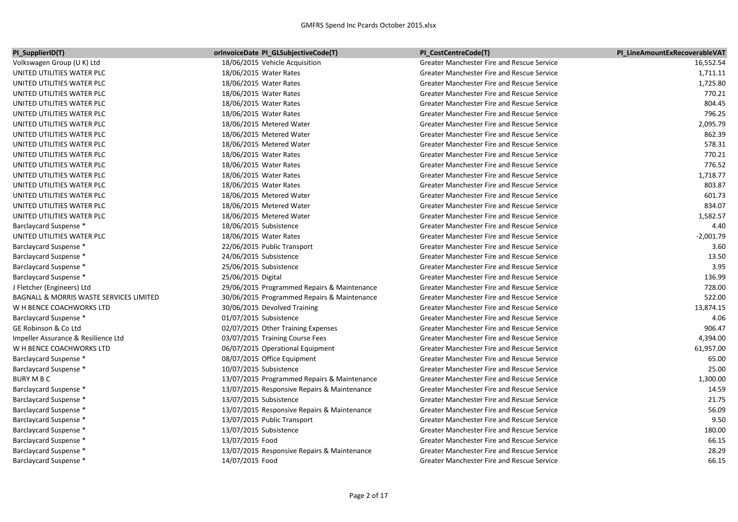| PI_SupplierID(T) | orInvoiceDate | PI_GLSubjectiveCode(T) | PI_CostCentreCode(T) | PI_LineAmountExRecoverableVAT |
|---|---|---|---|---|
| Volkswagen Group (U K) Ltd | 18/06/2015 | Vehicle Acquisition | Greater Manchester Fire and Rescue Service | 16,552.54 |
| UNITED UTILITIES WATER PLC | 18/06/2015 | Water Rates | Greater Manchester Fire and Rescue Service | 1,711.11 |
| UNITED UTILITIES WATER PLC | 18/06/2015 | Water Rates | Greater Manchester Fire and Rescue Service | 1,725.80 |
| UNITED UTILITIES WATER PLC | 18/06/2015 | Water Rates | Greater Manchester Fire and Rescue Service | 770.21 |
| UNITED UTILITIES WATER PLC | 18/06/2015 | Water Rates | Greater Manchester Fire and Rescue Service | 804.45 |
| UNITED UTILITIES WATER PLC | 18/06/2015 | Water Rates | Greater Manchester Fire and Rescue Service | 796.25 |
| UNITED UTILITIES WATER PLC | 18/06/2015 | Metered Water | Greater Manchester Fire and Rescue Service | 2,095.79 |
| UNITED UTILITIES WATER PLC | 18/06/2015 | Metered Water | Greater Manchester Fire and Rescue Service | 862.39 |
| UNITED UTILITIES WATER PLC | 18/06/2015 | Metered Water | Greater Manchester Fire and Rescue Service | 578.31 |
| UNITED UTILITIES WATER PLC | 18/06/2015 | Water Rates | Greater Manchester Fire and Rescue Service | 770.21 |
| UNITED UTILITIES WATER PLC | 18/06/2015 | Water Rates | Greater Manchester Fire and Rescue Service | 776.52 |
| UNITED UTILITIES WATER PLC | 18/06/2015 | Water Rates | Greater Manchester Fire and Rescue Service | 1,718.77 |
| UNITED UTILITIES WATER PLC | 18/06/2015 | Water Rates | Greater Manchester Fire and Rescue Service | 803.87 |
| UNITED UTILITIES WATER PLC | 18/06/2015 | Metered Water | Greater Manchester Fire and Rescue Service | 601.73 |
| UNITED UTILITIES WATER PLC | 18/06/2015 | Metered Water | Greater Manchester Fire and Rescue Service | 834.07 |
| UNITED UTILITIES WATER PLC | 18/06/2015 | Metered Water | Greater Manchester Fire and Rescue Service | 1,582.57 |
| Barclaycard Suspense * | 18/06/2015 | Subsistence | Greater Manchester Fire and Rescue Service | 4.40 |
| UNITED UTILITIES WATER PLC | 18/06/2015 | Water Rates | Greater Manchester Fire and Rescue Service | -2,001.79 |
| Barclaycard Suspense * | 22/06/2015 | Public Transport | Greater Manchester Fire and Rescue Service | 3.60 |
| Barclaycard Suspense * | 24/06/2015 | Subsistence | Greater Manchester Fire and Rescue Service | 13.50 |
| Barclaycard Suspense * | 25/06/2015 | Subsistence | Greater Manchester Fire and Rescue Service | 3.95 |
| Barclaycard Suspense * | 25/06/2015 | Digital | Greater Manchester Fire and Rescue Service | 136.99 |
| J Fletcher (Engineers) Ltd | 29/06/2015 | Programmed Repairs & Maintenance | Greater Manchester Fire and Rescue Service | 728.00 |
| BAGNALL & MORRIS WASTE SERVICES LIMITED | 30/06/2015 | Programmed Repairs & Maintenance | Greater Manchester Fire and Rescue Service | 522.00 |
| W H BENCE COACHWORKS LTD | 30/06/2015 | Devolved Training | Greater Manchester Fire and Rescue Service | 13,874.15 |
| Barclaycard Suspense * | 01/07/2015 | Subsistence | Greater Manchester Fire and Rescue Service | 4.06 |
| GE Robinson & Co Ltd | 02/07/2015 | Other Training Expenses | Greater Manchester Fire and Rescue Service | 906.47 |
| Impeller Assurance & Resilience Ltd | 03/07/2015 | Training Course Fees | Greater Manchester Fire and Rescue Service | 4,394.00 |
| W H BENCE COACHWORKS LTD | 06/07/2015 | Operational Equipment | Greater Manchester Fire and Rescue Service | 61,957.00 |
| Barclaycard Suspense * | 08/07/2015 | Office Equipment | Greater Manchester Fire and Rescue Service | 65.00 |
| Barclaycard Suspense * | 10/07/2015 | Subsistence | Greater Manchester Fire and Rescue Service | 25.00 |
| BURY M B C | 13/07/2015 | Programmed Repairs & Maintenance | Greater Manchester Fire and Rescue Service | 1,300.00 |
| Barclaycard Suspense * | 13/07/2015 | Responsive Repairs & Maintenance | Greater Manchester Fire and Rescue Service | 14.59 |
| Barclaycard Suspense * | 13/07/2015 | Subsistence | Greater Manchester Fire and Rescue Service | 21.75 |
| Barclaycard Suspense * | 13/07/2015 | Responsive Repairs & Maintenance | Greater Manchester Fire and Rescue Service | 56.09 |
| Barclaycard Suspense * | 13/07/2015 | Public Transport | Greater Manchester Fire and Rescue Service | 9.50 |
| Barclaycard Suspense * | 13/07/2015 | Subsistence | Greater Manchester Fire and Rescue Service | 180.00 |
| Barclaycard Suspense * | 13/07/2015 | Food | Greater Manchester Fire and Rescue Service | 66.15 |
| Barclaycard Suspense * | 13/07/2015 | Responsive Repairs & Maintenance | Greater Manchester Fire and Rescue Service | 28.29 |
| Barclaycard Suspense * | 14/07/2015 | Food | Greater Manchester Fire and Rescue Service | 66.15 |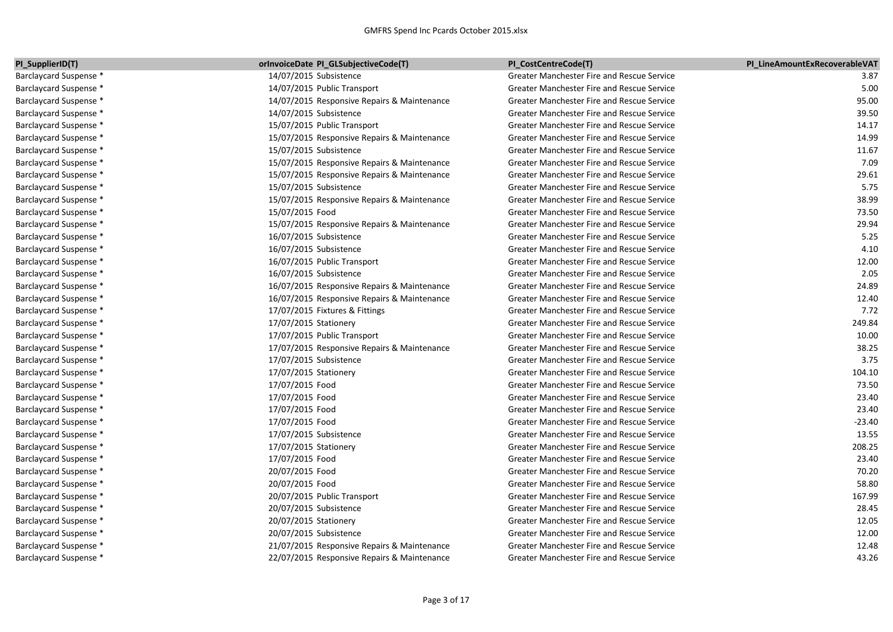| PI_SupplierID(T) | orInvoiceDate | PI_GLSubjectiveCode(T) | PI_CostCentreCode(T) | PI_LineAmountExRecoverableVAT |
|---|---|---|---|---|
| Barclaycard Suspense * | 14/07/2015 | Subsistence | Greater Manchester Fire and Rescue Service | 3.87 |
| Barclaycard Suspense * | 14/07/2015 | Public Transport | Greater Manchester Fire and Rescue Service | 5.00 |
| Barclaycard Suspense * | 14/07/2015 | Responsive Repairs & Maintenance | Greater Manchester Fire and Rescue Service | 95.00 |
| Barclaycard Suspense * | 14/07/2015 | Subsistence | Greater Manchester Fire and Rescue Service | 39.50 |
| Barclaycard Suspense * | 15/07/2015 | Public Transport | Greater Manchester Fire and Rescue Service | 14.17 |
| Barclaycard Suspense * | 15/07/2015 | Responsive Repairs & Maintenance | Greater Manchester Fire and Rescue Service | 14.99 |
| Barclaycard Suspense * | 15/07/2015 | Subsistence | Greater Manchester Fire and Rescue Service | 11.67 |
| Barclaycard Suspense * | 15/07/2015 | Responsive Repairs & Maintenance | Greater Manchester Fire and Rescue Service | 7.09 |
| Barclaycard Suspense * | 15/07/2015 | Responsive Repairs & Maintenance | Greater Manchester Fire and Rescue Service | 29.61 |
| Barclaycard Suspense * | 15/07/2015 | Subsistence | Greater Manchester Fire and Rescue Service | 5.75 |
| Barclaycard Suspense * | 15/07/2015 | Responsive Repairs & Maintenance | Greater Manchester Fire and Rescue Service | 38.99 |
| Barclaycard Suspense * | 15/07/2015 | Food | Greater Manchester Fire and Rescue Service | 73.50 |
| Barclaycard Suspense * | 15/07/2015 | Responsive Repairs & Maintenance | Greater Manchester Fire and Rescue Service | 29.94 |
| Barclaycard Suspense * | 16/07/2015 | Subsistence | Greater Manchester Fire and Rescue Service | 5.25 |
| Barclaycard Suspense * | 16/07/2015 | Subsistence | Greater Manchester Fire and Rescue Service | 4.10 |
| Barclaycard Suspense * | 16/07/2015 | Public Transport | Greater Manchester Fire and Rescue Service | 12.00 |
| Barclaycard Suspense * | 16/07/2015 | Subsistence | Greater Manchester Fire and Rescue Service | 2.05 |
| Barclaycard Suspense * | 16/07/2015 | Responsive Repairs & Maintenance | Greater Manchester Fire and Rescue Service | 24.89 |
| Barclaycard Suspense * | 16/07/2015 | Responsive Repairs & Maintenance | Greater Manchester Fire and Rescue Service | 12.40 |
| Barclaycard Suspense * | 17/07/2015 | Fixtures & Fittings | Greater Manchester Fire and Rescue Service | 7.72 |
| Barclaycard Suspense * | 17/07/2015 | Stationery | Greater Manchester Fire and Rescue Service | 249.84 |
| Barclaycard Suspense * | 17/07/2015 | Public Transport | Greater Manchester Fire and Rescue Service | 10.00 |
| Barclaycard Suspense * | 17/07/2015 | Responsive Repairs & Maintenance | Greater Manchester Fire and Rescue Service | 38.25 |
| Barclaycard Suspense * | 17/07/2015 | Subsistence | Greater Manchester Fire and Rescue Service | 3.75 |
| Barclaycard Suspense * | 17/07/2015 | Stationery | Greater Manchester Fire and Rescue Service | 104.10 |
| Barclaycard Suspense * | 17/07/2015 | Food | Greater Manchester Fire and Rescue Service | 73.50 |
| Barclaycard Suspense * | 17/07/2015 | Food | Greater Manchester Fire and Rescue Service | 23.40 |
| Barclaycard Suspense * | 17/07/2015 | Food | Greater Manchester Fire and Rescue Service | 23.40 |
| Barclaycard Suspense * | 17/07/2015 | Food | Greater Manchester Fire and Rescue Service | -23.40 |
| Barclaycard Suspense * | 17/07/2015 | Subsistence | Greater Manchester Fire and Rescue Service | 13.55 |
| Barclaycard Suspense * | 17/07/2015 | Stationery | Greater Manchester Fire and Rescue Service | 208.25 |
| Barclaycard Suspense * | 17/07/2015 | Food | Greater Manchester Fire and Rescue Service | 23.40 |
| Barclaycard Suspense * | 20/07/2015 | Food | Greater Manchester Fire and Rescue Service | 70.20 |
| Barclaycard Suspense * | 20/07/2015 | Food | Greater Manchester Fire and Rescue Service | 58.80 |
| Barclaycard Suspense * | 20/07/2015 | Public Transport | Greater Manchester Fire and Rescue Service | 167.99 |
| Barclaycard Suspense * | 20/07/2015 | Subsistence | Greater Manchester Fire and Rescue Service | 28.45 |
| Barclaycard Suspense * | 20/07/2015 | Stationery | Greater Manchester Fire and Rescue Service | 12.05 |
| Barclaycard Suspense * | 20/07/2015 | Subsistence | Greater Manchester Fire and Rescue Service | 12.00 |
| Barclaycard Suspense * | 21/07/2015 | Responsive Repairs & Maintenance | Greater Manchester Fire and Rescue Service | 12.48 |
| Barclaycard Suspense * | 22/07/2015 | Responsive Repairs & Maintenance | Greater Manchester Fire and Rescue Service | 43.26 |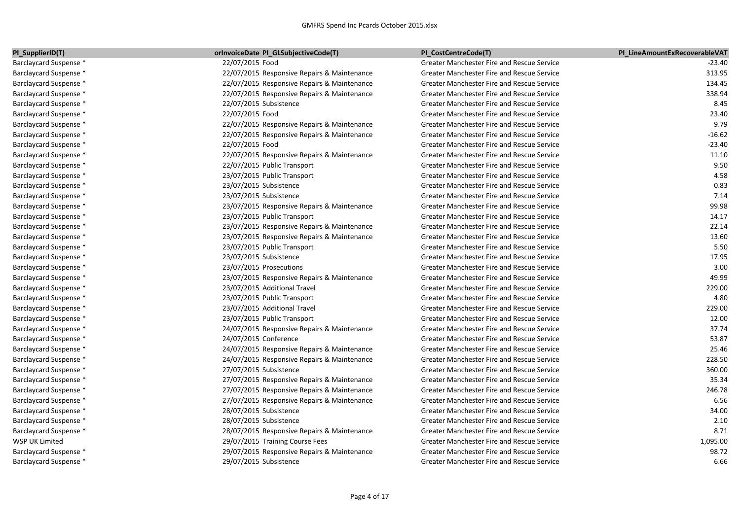| PI_SupplierID(T) | orInvoiceDate | PI_GLSubjectiveCode(T) | PI_CostCentreCode(T) | PI_LineAmountExRecoverableVAT |
|---|---|---|---|---|
| Barclaycard Suspense * | 22/07/2015 | Food | Greater Manchester Fire and Rescue Service | -23.40 |
| Barclaycard Suspense * | 22/07/2015 | Responsive Repairs & Maintenance | Greater Manchester Fire and Rescue Service | 313.95 |
| Barclaycard Suspense * | 22/07/2015 | Responsive Repairs & Maintenance | Greater Manchester Fire and Rescue Service | 134.45 |
| Barclaycard Suspense * | 22/07/2015 | Responsive Repairs & Maintenance | Greater Manchester Fire and Rescue Service | 338.94 |
| Barclaycard Suspense * | 22/07/2015 | Subsistence | Greater Manchester Fire and Rescue Service | 8.45 |
| Barclaycard Suspense * | 22/07/2015 | Food | Greater Manchester Fire and Rescue Service | 23.40 |
| Barclaycard Suspense * | 22/07/2015 | Responsive Repairs & Maintenance | Greater Manchester Fire and Rescue Service | 9.79 |
| Barclaycard Suspense * | 22/07/2015 | Responsive Repairs & Maintenance | Greater Manchester Fire and Rescue Service | -16.62 |
| Barclaycard Suspense * | 22/07/2015 | Food | Greater Manchester Fire and Rescue Service | -23.40 |
| Barclaycard Suspense * | 22/07/2015 | Responsive Repairs & Maintenance | Greater Manchester Fire and Rescue Service | 11.10 |
| Barclaycard Suspense * | 22/07/2015 | Public Transport | Greater Manchester Fire and Rescue Service | 9.50 |
| Barclaycard Suspense * | 23/07/2015 | Public Transport | Greater Manchester Fire and Rescue Service | 4.58 |
| Barclaycard Suspense * | 23/07/2015 | Subsistence | Greater Manchester Fire and Rescue Service | 0.83 |
| Barclaycard Suspense * | 23/07/2015 | Subsistence | Greater Manchester Fire and Rescue Service | 7.14 |
| Barclaycard Suspense * | 23/07/2015 | Responsive Repairs & Maintenance | Greater Manchester Fire and Rescue Service | 99.98 |
| Barclaycard Suspense * | 23/07/2015 | Public Transport | Greater Manchester Fire and Rescue Service | 14.17 |
| Barclaycard Suspense * | 23/07/2015 | Responsive Repairs & Maintenance | Greater Manchester Fire and Rescue Service | 22.14 |
| Barclaycard Suspense * | 23/07/2015 | Responsive Repairs & Maintenance | Greater Manchester Fire and Rescue Service | 13.60 |
| Barclaycard Suspense * | 23/07/2015 | Public Transport | Greater Manchester Fire and Rescue Service | 5.50 |
| Barclaycard Suspense * | 23/07/2015 | Subsistence | Greater Manchester Fire and Rescue Service | 17.95 |
| Barclaycard Suspense * | 23/07/2015 | Prosecutions | Greater Manchester Fire and Rescue Service | 3.00 |
| Barclaycard Suspense * | 23/07/2015 | Responsive Repairs & Maintenance | Greater Manchester Fire and Rescue Service | 49.99 |
| Barclaycard Suspense * | 23/07/2015 | Additional Travel | Greater Manchester Fire and Rescue Service | 229.00 |
| Barclaycard Suspense * | 23/07/2015 | Public Transport | Greater Manchester Fire and Rescue Service | 4.80 |
| Barclaycard Suspense * | 23/07/2015 | Additional Travel | Greater Manchester Fire and Rescue Service | 229.00 |
| Barclaycard Suspense * | 23/07/2015 | Public Transport | Greater Manchester Fire and Rescue Service | 12.00 |
| Barclaycard Suspense * | 24/07/2015 | Responsive Repairs & Maintenance | Greater Manchester Fire and Rescue Service | 37.74 |
| Barclaycard Suspense * | 24/07/2015 | Conference | Greater Manchester Fire and Rescue Service | 53.87 |
| Barclaycard Suspense * | 24/07/2015 | Responsive Repairs & Maintenance | Greater Manchester Fire and Rescue Service | 25.46 |
| Barclaycard Suspense * | 24/07/2015 | Responsive Repairs & Maintenance | Greater Manchester Fire and Rescue Service | 228.50 |
| Barclaycard Suspense * | 27/07/2015 | Subsistence | Greater Manchester Fire and Rescue Service | 360.00 |
| Barclaycard Suspense * | 27/07/2015 | Responsive Repairs & Maintenance | Greater Manchester Fire and Rescue Service | 35.34 |
| Barclaycard Suspense * | 27/07/2015 | Responsive Repairs & Maintenance | Greater Manchester Fire and Rescue Service | 246.78 |
| Barclaycard Suspense * | 27/07/2015 | Responsive Repairs & Maintenance | Greater Manchester Fire and Rescue Service | 6.56 |
| Barclaycard Suspense * | 28/07/2015 | Subsistence | Greater Manchester Fire and Rescue Service | 34.00 |
| Barclaycard Suspense * | 28/07/2015 | Subsistence | Greater Manchester Fire and Rescue Service | 2.10 |
| Barclaycard Suspense * | 28/07/2015 | Responsive Repairs & Maintenance | Greater Manchester Fire and Rescue Service | 8.71 |
| WSP UK Limited | 29/07/2015 | Training Course Fees | Greater Manchester Fire and Rescue Service | 1,095.00 |
| Barclaycard Suspense * | 29/07/2015 | Responsive Repairs & Maintenance | Greater Manchester Fire and Rescue Service | 98.72 |
| Barclaycard Suspense * | 29/07/2015 | Subsistence | Greater Manchester Fire and Rescue Service | 6.66 |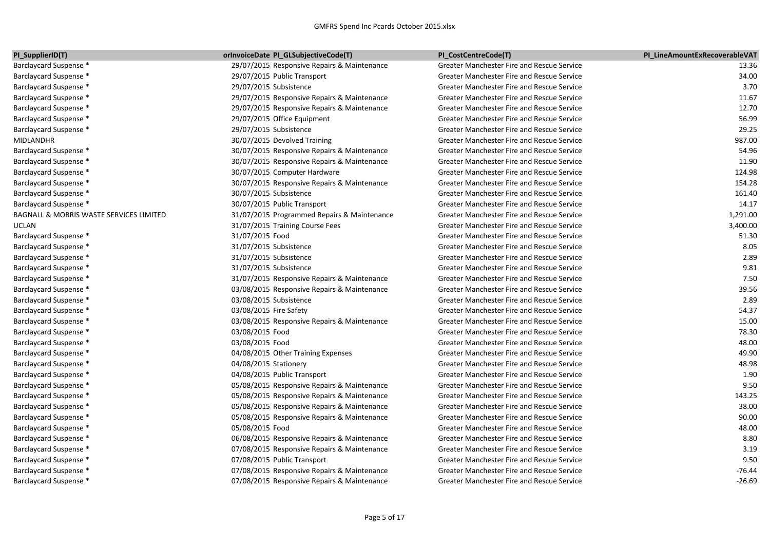| PI_SupplierID(T) | orInvoiceDate | PI_GLSubjectiveCode(T) | PI_CostCentreCode(T) | PI_LineAmountExRecoverableVAT |
|---|---|---|---|---|
| Barclaycard Suspense * | 29/07/2015 | Responsive Repairs & Maintenance | Greater Manchester Fire and Rescue Service | 13.36 |
| Barclaycard Suspense * | 29/07/2015 | Public Transport | Greater Manchester Fire and Rescue Service | 34.00 |
| Barclaycard Suspense * | 29/07/2015 | Subsistence | Greater Manchester Fire and Rescue Service | 3.70 |
| Barclaycard Suspense * | 29/07/2015 | Responsive Repairs & Maintenance | Greater Manchester Fire and Rescue Service | 11.67 |
| Barclaycard Suspense * | 29/07/2015 | Responsive Repairs & Maintenance | Greater Manchester Fire and Rescue Service | 12.70 |
| Barclaycard Suspense * | 29/07/2015 | Office Equipment | Greater Manchester Fire and Rescue Service | 56.99 |
| Barclaycard Suspense * | 29/07/2015 | Subsistence | Greater Manchester Fire and Rescue Service | 29.25 |
| MIDLANDHR | 30/07/2015 | Devolved Training | Greater Manchester Fire and Rescue Service | 987.00 |
| Barclaycard Suspense * | 30/07/2015 | Responsive Repairs & Maintenance | Greater Manchester Fire and Rescue Service | 54.96 |
| Barclaycard Suspense * | 30/07/2015 | Responsive Repairs & Maintenance | Greater Manchester Fire and Rescue Service | 11.90 |
| Barclaycard Suspense * | 30/07/2015 | Computer Hardware | Greater Manchester Fire and Rescue Service | 124.98 |
| Barclaycard Suspense * | 30/07/2015 | Responsive Repairs & Maintenance | Greater Manchester Fire and Rescue Service | 154.28 |
| Barclaycard Suspense * | 30/07/2015 | Subsistence | Greater Manchester Fire and Rescue Service | 161.40 |
| Barclaycard Suspense * | 30/07/2015 | Public Transport | Greater Manchester Fire and Rescue Service | 14.17 |
| BAGNALL & MORRIS WASTE SERVICES LIMITED | 31/07/2015 | Programmed Repairs & Maintenance | Greater Manchester Fire and Rescue Service | 1,291.00 |
| UCLAN | 31/07/2015 | Training Course Fees | Greater Manchester Fire and Rescue Service | 3,400.00 |
| Barclaycard Suspense * | 31/07/2015 | Food | Greater Manchester Fire and Rescue Service | 51.30 |
| Barclaycard Suspense * | 31/07/2015 | Subsistence | Greater Manchester Fire and Rescue Service | 8.05 |
| Barclaycard Suspense * | 31/07/2015 | Subsistence | Greater Manchester Fire and Rescue Service | 2.89 |
| Barclaycard Suspense * | 31/07/2015 | Subsistence | Greater Manchester Fire and Rescue Service | 9.81 |
| Barclaycard Suspense * | 31/07/2015 | Responsive Repairs & Maintenance | Greater Manchester Fire and Rescue Service | 7.50 |
| Barclaycard Suspense * | 03/08/2015 | Responsive Repairs & Maintenance | Greater Manchester Fire and Rescue Service | 39.56 |
| Barclaycard Suspense * | 03/08/2015 | Subsistence | Greater Manchester Fire and Rescue Service | 2.89 |
| Barclaycard Suspense * | 03/08/2015 | Fire Safety | Greater Manchester Fire and Rescue Service | 54.37 |
| Barclaycard Suspense * | 03/08/2015 | Responsive Repairs & Maintenance | Greater Manchester Fire and Rescue Service | 15.00 |
| Barclaycard Suspense * | 03/08/2015 | Food | Greater Manchester Fire and Rescue Service | 78.30 |
| Barclaycard Suspense * | 03/08/2015 | Food | Greater Manchester Fire and Rescue Service | 48.00 |
| Barclaycard Suspense * | 04/08/2015 | Other Training Expenses | Greater Manchester Fire and Rescue Service | 49.90 |
| Barclaycard Suspense * | 04/08/2015 | Stationery | Greater Manchester Fire and Rescue Service | 48.98 |
| Barclaycard Suspense * | 04/08/2015 | Public Transport | Greater Manchester Fire and Rescue Service | 1.90 |
| Barclaycard Suspense * | 05/08/2015 | Responsive Repairs & Maintenance | Greater Manchester Fire and Rescue Service | 9.50 |
| Barclaycard Suspense * | 05/08/2015 | Responsive Repairs & Maintenance | Greater Manchester Fire and Rescue Service | 143.25 |
| Barclaycard Suspense * | 05/08/2015 | Responsive Repairs & Maintenance | Greater Manchester Fire and Rescue Service | 38.00 |
| Barclaycard Suspense * | 05/08/2015 | Responsive Repairs & Maintenance | Greater Manchester Fire and Rescue Service | 90.00 |
| Barclaycard Suspense * | 05/08/2015 | Food | Greater Manchester Fire and Rescue Service | 48.00 |
| Barclaycard Suspense * | 06/08/2015 | Responsive Repairs & Maintenance | Greater Manchester Fire and Rescue Service | 8.80 |
| Barclaycard Suspense * | 07/08/2015 | Responsive Repairs & Maintenance | Greater Manchester Fire and Rescue Service | 3.19 |
| Barclaycard Suspense * | 07/08/2015 | Public Transport | Greater Manchester Fire and Rescue Service | 9.50 |
| Barclaycard Suspense * | 07/08/2015 | Responsive Repairs & Maintenance | Greater Manchester Fire and Rescue Service | -76.44 |
| Barclaycard Suspense * | 07/08/2015 | Responsive Repairs & Maintenance | Greater Manchester Fire and Rescue Service | -26.69 |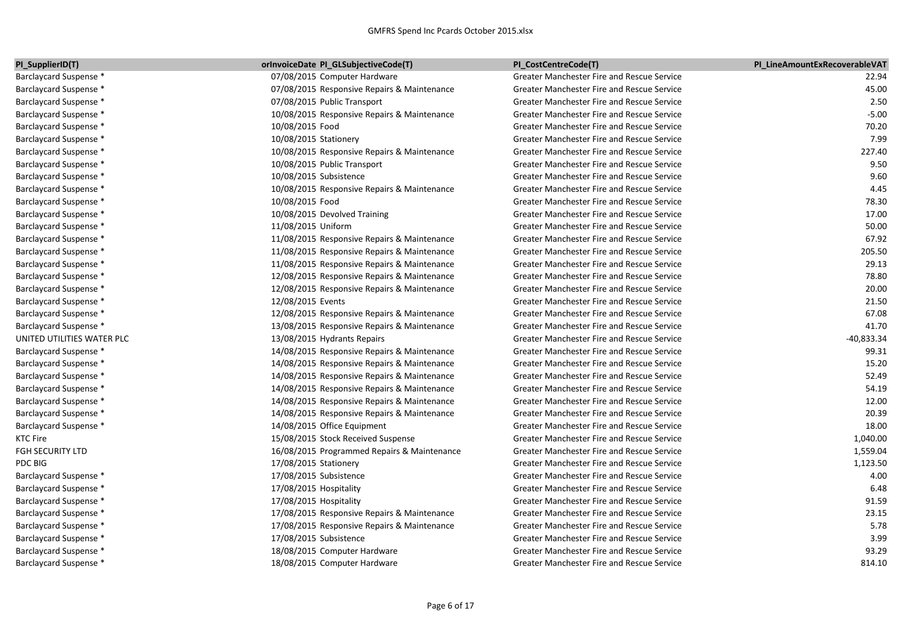| PI_SupplierID(T) | orInvoiceDate | PI_GLSubjectiveCode(T) | PI_CostCentreCode(T) | PI_LineAmountExRecoverableVAT |
|---|---|---|---|---|
| Barclaycard Suspense * | 07/08/2015 | Computer Hardware | Greater Manchester Fire and Rescue Service | 22.94 |
| Barclaycard Suspense * | 07/08/2015 | Responsive Repairs & Maintenance | Greater Manchester Fire and Rescue Service | 45.00 |
| Barclaycard Suspense * | 07/08/2015 | Public Transport | Greater Manchester Fire and Rescue Service | 2.50 |
| Barclaycard Suspense * | 10/08/2015 | Responsive Repairs & Maintenance | Greater Manchester Fire and Rescue Service | -5.00 |
| Barclaycard Suspense * | 10/08/2015 | Food | Greater Manchester Fire and Rescue Service | 70.20 |
| Barclaycard Suspense * | 10/08/2015 | Stationery | Greater Manchester Fire and Rescue Service | 7.99 |
| Barclaycard Suspense * | 10/08/2015 | Responsive Repairs & Maintenance | Greater Manchester Fire and Rescue Service | 227.40 |
| Barclaycard Suspense * | 10/08/2015 | Public Transport | Greater Manchester Fire and Rescue Service | 9.50 |
| Barclaycard Suspense * | 10/08/2015 | Subsistence | Greater Manchester Fire and Rescue Service | 9.60 |
| Barclaycard Suspense * | 10/08/2015 | Responsive Repairs & Maintenance | Greater Manchester Fire and Rescue Service | 4.45 |
| Barclaycard Suspense * | 10/08/2015 | Food | Greater Manchester Fire and Rescue Service | 78.30 |
| Barclaycard Suspense * | 10/08/2015 | Devolved Training | Greater Manchester Fire and Rescue Service | 17.00 |
| Barclaycard Suspense * | 11/08/2015 | Uniform | Greater Manchester Fire and Rescue Service | 50.00 |
| Barclaycard Suspense * | 11/08/2015 | Responsive Repairs & Maintenance | Greater Manchester Fire and Rescue Service | 67.92 |
| Barclaycard Suspense * | 11/08/2015 | Responsive Repairs & Maintenance | Greater Manchester Fire and Rescue Service | 205.50 |
| Barclaycard Suspense * | 11/08/2015 | Responsive Repairs & Maintenance | Greater Manchester Fire and Rescue Service | 29.13 |
| Barclaycard Suspense * | 12/08/2015 | Responsive Repairs & Maintenance | Greater Manchester Fire and Rescue Service | 78.80 |
| Barclaycard Suspense * | 12/08/2015 | Responsive Repairs & Maintenance | Greater Manchester Fire and Rescue Service | 20.00 |
| Barclaycard Suspense * | 12/08/2015 | Events | Greater Manchester Fire and Rescue Service | 21.50 |
| Barclaycard Suspense * | 12/08/2015 | Responsive Repairs & Maintenance | Greater Manchester Fire and Rescue Service | 67.08 |
| Barclaycard Suspense * | 13/08/2015 | Responsive Repairs & Maintenance | Greater Manchester Fire and Rescue Service | 41.70 |
| UNITED UTILITIES WATER PLC | 13/08/2015 | Hydrants Repairs | Greater Manchester Fire and Rescue Service | -40,833.34 |
| Barclaycard Suspense * | 14/08/2015 | Responsive Repairs & Maintenance | Greater Manchester Fire and Rescue Service | 99.31 |
| Barclaycard Suspense * | 14/08/2015 | Responsive Repairs & Maintenance | Greater Manchester Fire and Rescue Service | 15.20 |
| Barclaycard Suspense * | 14/08/2015 | Responsive Repairs & Maintenance | Greater Manchester Fire and Rescue Service | 52.49 |
| Barclaycard Suspense * | 14/08/2015 | Responsive Repairs & Maintenance | Greater Manchester Fire and Rescue Service | 54.19 |
| Barclaycard Suspense * | 14/08/2015 | Responsive Repairs & Maintenance | Greater Manchester Fire and Rescue Service | 12.00 |
| Barclaycard Suspense * | 14/08/2015 | Responsive Repairs & Maintenance | Greater Manchester Fire and Rescue Service | 20.39 |
| Barclaycard Suspense * | 14/08/2015 | Office Equipment | Greater Manchester Fire and Rescue Service | 18.00 |
| KTC Fire | 15/08/2015 | Stock Received Suspense | Greater Manchester Fire and Rescue Service | 1,040.00 |
| FGH SECURITY LTD | 16/08/2015 | Programmed Repairs & Maintenance | Greater Manchester Fire and Rescue Service | 1,559.04 |
| PDC BIG | 17/08/2015 | Stationery | Greater Manchester Fire and Rescue Service | 1,123.50 |
| Barclaycard Suspense * | 17/08/2015 | Subsistence | Greater Manchester Fire and Rescue Service | 4.00 |
| Barclaycard Suspense * | 17/08/2015 | Hospitality | Greater Manchester Fire and Rescue Service | 6.48 |
| Barclaycard Suspense * | 17/08/2015 | Hospitality | Greater Manchester Fire and Rescue Service | 91.59 |
| Barclaycard Suspense * | 17/08/2015 | Responsive Repairs & Maintenance | Greater Manchester Fire and Rescue Service | 23.15 |
| Barclaycard Suspense * | 17/08/2015 | Responsive Repairs & Maintenance | Greater Manchester Fire and Rescue Service | 5.78 |
| Barclaycard Suspense * | 17/08/2015 | Subsistence | Greater Manchester Fire and Rescue Service | 3.99 |
| Barclaycard Suspense * | 18/08/2015 | Computer Hardware | Greater Manchester Fire and Rescue Service | 93.29 |
| Barclaycard Suspense * | 18/08/2015 | Computer Hardware | Greater Manchester Fire and Rescue Service | 814.10 |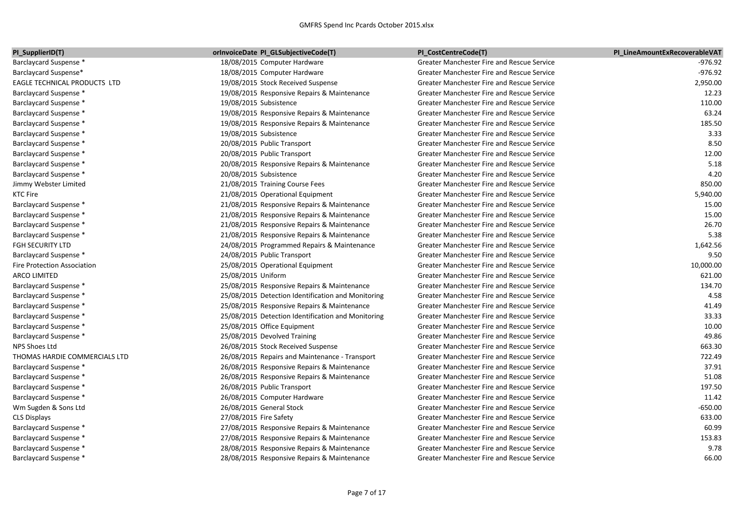| PI_SupplierID(T) | orInvoiceDate | PI_GLSubjectiveCode(T) | PI_CostCentreCode(T) | PI_LineAmountExRecoverableVAT |
|---|---|---|---|---|
| Barclaycard Suspense * | 18/08/2015 | Computer Hardware | Greater Manchester Fire and Rescue Service | -976.92 |
| Barclaycard Suspense* | 18/08/2015 | Computer Hardware | Greater Manchester Fire and Rescue Service | -976.92 |
| EAGLE TECHNICAL PRODUCTS LTD | 19/08/2015 | Stock Received Suspense | Greater Manchester Fire and Rescue Service | 2,950.00 |
| Barclaycard Suspense * | 19/08/2015 | Responsive Repairs & Maintenance | Greater Manchester Fire and Rescue Service | 12.23 |
| Barclaycard Suspense * | 19/08/2015 | Subsistence | Greater Manchester Fire and Rescue Service | 110.00 |
| Barclaycard Suspense * | 19/08/2015 | Responsive Repairs & Maintenance | Greater Manchester Fire and Rescue Service | 63.24 |
| Barclaycard Suspense * | 19/08/2015 | Responsive Repairs & Maintenance | Greater Manchester Fire and Rescue Service | 185.50 |
| Barclaycard Suspense * | 19/08/2015 | Subsistence | Greater Manchester Fire and Rescue Service | 3.33 |
| Barclaycard Suspense * | 20/08/2015 | Public Transport | Greater Manchester Fire and Rescue Service | 8.50 |
| Barclaycard Suspense * | 20/08/2015 | Public Transport | Greater Manchester Fire and Rescue Service | 12.00 |
| Barclaycard Suspense * | 20/08/2015 | Responsive Repairs & Maintenance | Greater Manchester Fire and Rescue Service | 5.18 |
| Barclaycard Suspense * | 20/08/2015 | Subsistence | Greater Manchester Fire and Rescue Service | 4.20 |
| Jimmy Webster Limited | 21/08/2015 | Training Course Fees | Greater Manchester Fire and Rescue Service | 850.00 |
| KTC Fire | 21/08/2015 | Operational Equipment | Greater Manchester Fire and Rescue Service | 5,940.00 |
| Barclaycard Suspense * | 21/08/2015 | Responsive Repairs & Maintenance | Greater Manchester Fire and Rescue Service | 15.00 |
| Barclaycard Suspense * | 21/08/2015 | Responsive Repairs & Maintenance | Greater Manchester Fire and Rescue Service | 15.00 |
| Barclaycard Suspense * | 21/08/2015 | Responsive Repairs & Maintenance | Greater Manchester Fire and Rescue Service | 26.70 |
| Barclaycard Suspense * | 21/08/2015 | Responsive Repairs & Maintenance | Greater Manchester Fire and Rescue Service | 5.38 |
| FGH SECURITY LTD | 24/08/2015 | Programmed Repairs & Maintenance | Greater Manchester Fire and Rescue Service | 1,642.56 |
| Barclaycard Suspense * | 24/08/2015 | Public Transport | Greater Manchester Fire and Rescue Service | 9.50 |
| Fire Protection Association | 25/08/2015 | Operational Equipment | Greater Manchester Fire and Rescue Service | 10,000.00 |
| ARCO LIMITED | 25/08/2015 | Uniform | Greater Manchester Fire and Rescue Service | 621.00 |
| Barclaycard Suspense * | 25/08/2015 | Responsive Repairs & Maintenance | Greater Manchester Fire and Rescue Service | 134.70 |
| Barclaycard Suspense * | 25/08/2015 | Detection Identification and Monitoring | Greater Manchester Fire and Rescue Service | 4.58 |
| Barclaycard Suspense * | 25/08/2015 | Responsive Repairs & Maintenance | Greater Manchester Fire and Rescue Service | 41.49 |
| Barclaycard Suspense * | 25/08/2015 | Detection Identification and Monitoring | Greater Manchester Fire and Rescue Service | 33.33 |
| Barclaycard Suspense * | 25/08/2015 | Office Equipment | Greater Manchester Fire and Rescue Service | 10.00 |
| Barclaycard Suspense * | 25/08/2015 | Devolved Training | Greater Manchester Fire and Rescue Service | 49.86 |
| NPS Shoes Ltd | 26/08/2015 | Stock Received Suspense | Greater Manchester Fire and Rescue Service | 663.30 |
| THOMAS HARDIE COMMERCIALS LTD | 26/08/2015 | Repairs and Maintenance - Transport | Greater Manchester Fire and Rescue Service | 722.49 |
| Barclaycard Suspense * | 26/08/2015 | Responsive Repairs & Maintenance | Greater Manchester Fire and Rescue Service | 37.91 |
| Barclaycard Suspense * | 26/08/2015 | Responsive Repairs & Maintenance | Greater Manchester Fire and Rescue Service | 51.08 |
| Barclaycard Suspense * | 26/08/2015 | Public Transport | Greater Manchester Fire and Rescue Service | 197.50 |
| Barclaycard Suspense * | 26/08/2015 | Computer Hardware | Greater Manchester Fire and Rescue Service | 11.42 |
| Wm Sugden & Sons Ltd | 26/08/2015 | General Stock | Greater Manchester Fire and Rescue Service | -650.00 |
| CLS Displays | 27/08/2015 | Fire Safety | Greater Manchester Fire and Rescue Service | 633.00 |
| Barclaycard Suspense * | 27/08/2015 | Responsive Repairs & Maintenance | Greater Manchester Fire and Rescue Service | 60.99 |
| Barclaycard Suspense * | 27/08/2015 | Responsive Repairs & Maintenance | Greater Manchester Fire and Rescue Service | 153.83 |
| Barclaycard Suspense * | 28/08/2015 | Responsive Repairs & Maintenance | Greater Manchester Fire and Rescue Service | 9.78 |
| Barclaycard Suspense * | 28/08/2015 | Responsive Repairs & Maintenance | Greater Manchester Fire and Rescue Service | 66.00 |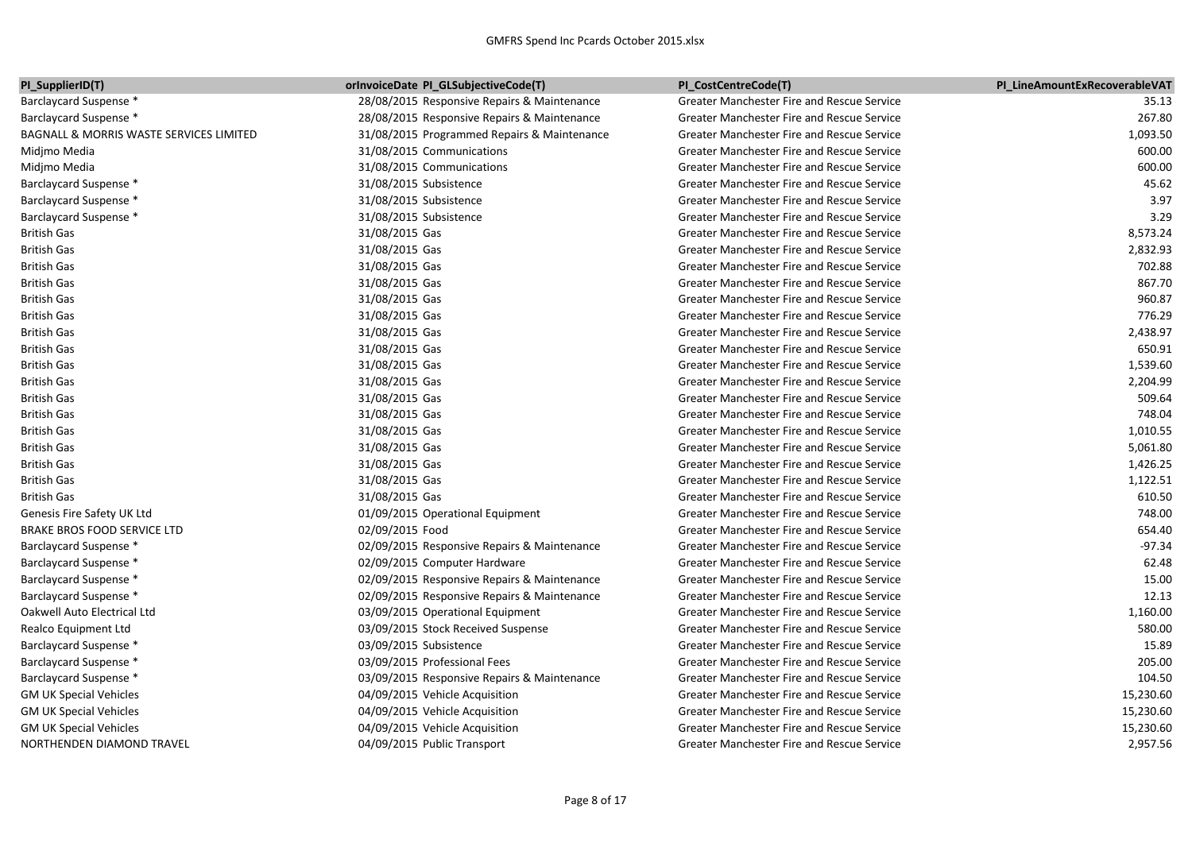| PI_SupplierID(T) | orInvoiceDate | PI_GLSubjectiveCode(T) | PI_CostCentreCode(T) | PI_LineAmountExRecoverableVAT |
|---|---|---|---|---|
| Barclaycard Suspense * | 28/08/2015 | Responsive Repairs & Maintenance | Greater Manchester Fire and Rescue Service | 35.13 |
| Barclaycard Suspense * | 28/08/2015 | Responsive Repairs & Maintenance | Greater Manchester Fire and Rescue Service | 267.80 |
| BAGNALL & MORRIS WASTE SERVICES LIMITED | 31/08/2015 | Programmed Repairs & Maintenance | Greater Manchester Fire and Rescue Service | 1,093.50 |
| Midjmo Media | 31/08/2015 | Communications | Greater Manchester Fire and Rescue Service | 600.00 |
| Midjmo Media | 31/08/2015 | Communications | Greater Manchester Fire and Rescue Service | 600.00 |
| Barclaycard Suspense * | 31/08/2015 | Subsistence | Greater Manchester Fire and Rescue Service | 45.62 |
| Barclaycard Suspense * | 31/08/2015 | Subsistence | Greater Manchester Fire and Rescue Service | 3.97 |
| Barclaycard Suspense * | 31/08/2015 | Subsistence | Greater Manchester Fire and Rescue Service | 3.29 |
| British Gas | 31/08/2015 | Gas | Greater Manchester Fire and Rescue Service | 8,573.24 |
| British Gas | 31/08/2015 | Gas | Greater Manchester Fire and Rescue Service | 2,832.93 |
| British Gas | 31/08/2015 | Gas | Greater Manchester Fire and Rescue Service | 702.88 |
| British Gas | 31/08/2015 | Gas | Greater Manchester Fire and Rescue Service | 867.70 |
| British Gas | 31/08/2015 | Gas | Greater Manchester Fire and Rescue Service | 960.87 |
| British Gas | 31/08/2015 | Gas | Greater Manchester Fire and Rescue Service | 776.29 |
| British Gas | 31/08/2015 | Gas | Greater Manchester Fire and Rescue Service | 2,438.97 |
| British Gas | 31/08/2015 | Gas | Greater Manchester Fire and Rescue Service | 650.91 |
| British Gas | 31/08/2015 | Gas | Greater Manchester Fire and Rescue Service | 1,539.60 |
| British Gas | 31/08/2015 | Gas | Greater Manchester Fire and Rescue Service | 2,204.99 |
| British Gas | 31/08/2015 | Gas | Greater Manchester Fire and Rescue Service | 509.64 |
| British Gas | 31/08/2015 | Gas | Greater Manchester Fire and Rescue Service | 748.04 |
| British Gas | 31/08/2015 | Gas | Greater Manchester Fire and Rescue Service | 1,010.55 |
| British Gas | 31/08/2015 | Gas | Greater Manchester Fire and Rescue Service | 5,061.80 |
| British Gas | 31/08/2015 | Gas | Greater Manchester Fire and Rescue Service | 1,426.25 |
| British Gas | 31/08/2015 | Gas | Greater Manchester Fire and Rescue Service | 1,122.51 |
| British Gas | 31/08/2015 | Gas | Greater Manchester Fire and Rescue Service | 610.50 |
| Genesis Fire Safety UK Ltd | 01/09/2015 | Operational Equipment | Greater Manchester Fire and Rescue Service | 748.00 |
| BRAKE BROS FOOD SERVICE LTD | 02/09/2015 | Food | Greater Manchester Fire and Rescue Service | 654.40 |
| Barclaycard Suspense * | 02/09/2015 | Responsive Repairs & Maintenance | Greater Manchester Fire and Rescue Service | -97.34 |
| Barclaycard Suspense * | 02/09/2015 | Computer Hardware | Greater Manchester Fire and Rescue Service | 62.48 |
| Barclaycard Suspense * | 02/09/2015 | Responsive Repairs & Maintenance | Greater Manchester Fire and Rescue Service | 15.00 |
| Barclaycard Suspense * | 02/09/2015 | Responsive Repairs & Maintenance | Greater Manchester Fire and Rescue Service | 12.13 |
| Oakwell Auto Electrical Ltd | 03/09/2015 | Operational Equipment | Greater Manchester Fire and Rescue Service | 1,160.00 |
| Realco Equipment Ltd | 03/09/2015 | Stock Received Suspense | Greater Manchester Fire and Rescue Service | 580.00 |
| Barclaycard Suspense * | 03/09/2015 | Subsistence | Greater Manchester Fire and Rescue Service | 15.89 |
| Barclaycard Suspense * | 03/09/2015 | Professional Fees | Greater Manchester Fire and Rescue Service | 205.00 |
| Barclaycard Suspense * | 03/09/2015 | Responsive Repairs & Maintenance | Greater Manchester Fire and Rescue Service | 104.50 |
| GM UK Special Vehicles | 04/09/2015 | Vehicle Acquisition | Greater Manchester Fire and Rescue Service | 15,230.60 |
| GM UK Special Vehicles | 04/09/2015 | Vehicle Acquisition | Greater Manchester Fire and Rescue Service | 15,230.60 |
| GM UK Special Vehicles | 04/09/2015 | Vehicle Acquisition | Greater Manchester Fire and Rescue Service | 15,230.60 |
| NORTHENDEN DIAMOND TRAVEL | 04/09/2015 | Public Transport | Greater Manchester Fire and Rescue Service | 2,957.56 |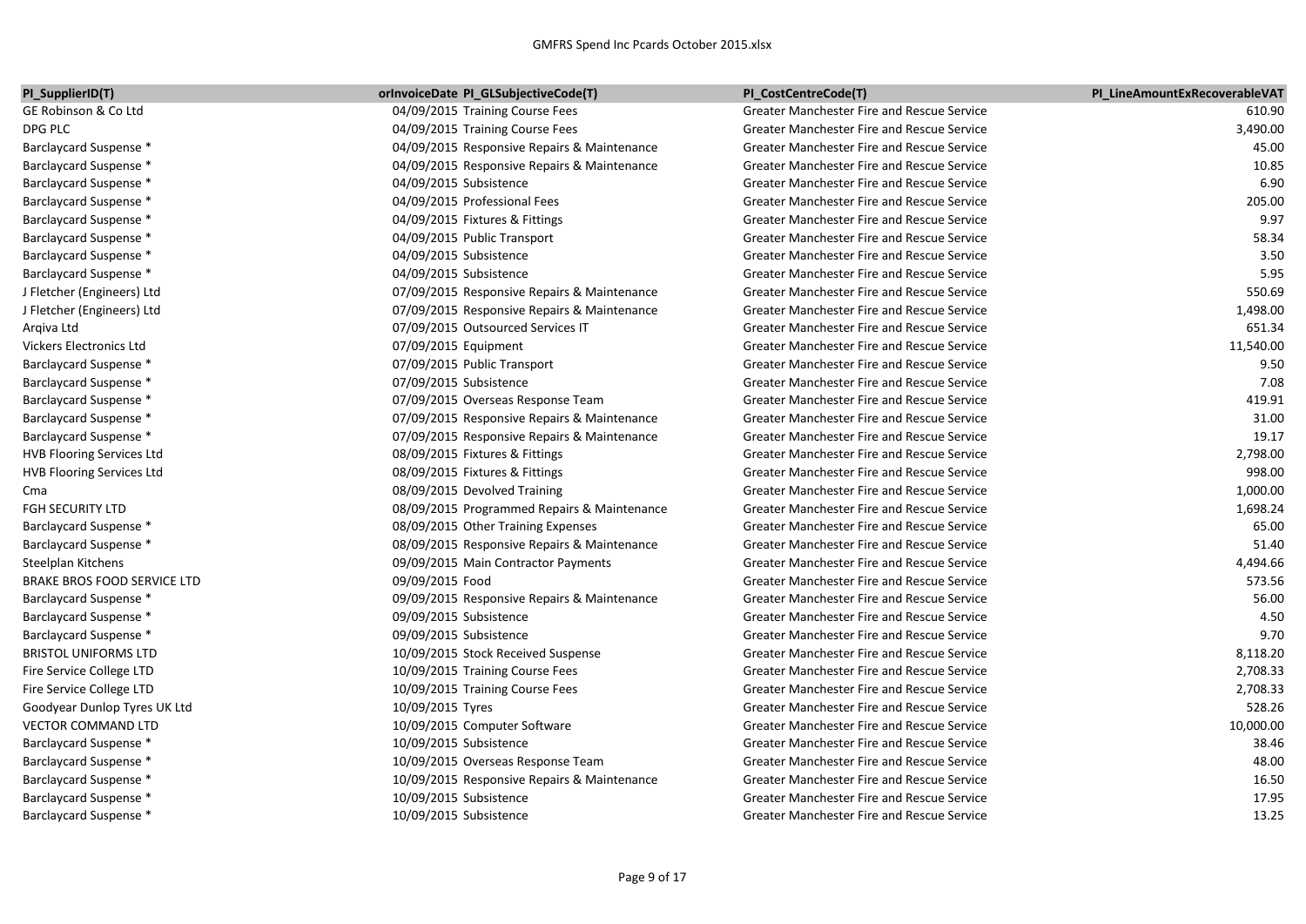| PI_SupplierID(T) | orInvoiceDate | PI_GLSubjectiveCode(T) | PI_CostCentreCode(T) | PI_LineAmountExRecoverableVAT |
|---|---|---|---|---|
| GE Robinson & Co Ltd | 04/09/2015 | Training Course Fees | Greater Manchester Fire and Rescue Service | 610.90 |
| DPG PLC | 04/09/2015 | Training Course Fees | Greater Manchester Fire and Rescue Service | 3,490.00 |
| Barclaycard Suspense * | 04/09/2015 | Responsive Repairs & Maintenance | Greater Manchester Fire and Rescue Service | 45.00 |
| Barclaycard Suspense * | 04/09/2015 | Responsive Repairs & Maintenance | Greater Manchester Fire and Rescue Service | 10.85 |
| Barclaycard Suspense * | 04/09/2015 | Subsistence | Greater Manchester Fire and Rescue Service | 6.90 |
| Barclaycard Suspense * | 04/09/2015 | Professional Fees | Greater Manchester Fire and Rescue Service | 205.00 |
| Barclaycard Suspense * | 04/09/2015 | Fixtures & Fittings | Greater Manchester Fire and Rescue Service | 9.97 |
| Barclaycard Suspense * | 04/09/2015 | Public Transport | Greater Manchester Fire and Rescue Service | 58.34 |
| Barclaycard Suspense * | 04/09/2015 | Subsistence | Greater Manchester Fire and Rescue Service | 3.50 |
| Barclaycard Suspense * | 04/09/2015 | Subsistence | Greater Manchester Fire and Rescue Service | 5.95 |
| J Fletcher (Engineers) Ltd | 07/09/2015 | Responsive Repairs & Maintenance | Greater Manchester Fire and Rescue Service | 550.69 |
| J Fletcher (Engineers) Ltd | 07/09/2015 | Responsive Repairs & Maintenance | Greater Manchester Fire and Rescue Service | 1,498.00 |
| Arqiva Ltd | 07/09/2015 | Outsourced Services IT | Greater Manchester Fire and Rescue Service | 651.34 |
| Vickers Electronics Ltd | 07/09/2015 | Equipment | Greater Manchester Fire and Rescue Service | 11,540.00 |
| Barclaycard Suspense * | 07/09/2015 | Public Transport | Greater Manchester Fire and Rescue Service | 9.50 |
| Barclaycard Suspense * | 07/09/2015 | Subsistence | Greater Manchester Fire and Rescue Service | 7.08 |
| Barclaycard Suspense * | 07/09/2015 | Overseas Response Team | Greater Manchester Fire and Rescue Service | 419.91 |
| Barclaycard Suspense * | 07/09/2015 | Responsive Repairs & Maintenance | Greater Manchester Fire and Rescue Service | 31.00 |
| Barclaycard Suspense * | 07/09/2015 | Responsive Repairs & Maintenance | Greater Manchester Fire and Rescue Service | 19.17 |
| HVB Flooring Services Ltd | 08/09/2015 | Fixtures & Fittings | Greater Manchester Fire and Rescue Service | 2,798.00 |
| HVB Flooring Services Ltd | 08/09/2015 | Fixtures & Fittings | Greater Manchester Fire and Rescue Service | 998.00 |
| Cma | 08/09/2015 | Devolved Training | Greater Manchester Fire and Rescue Service | 1,000.00 |
| FGH SECURITY LTD | 08/09/2015 | Programmed Repairs & Maintenance | Greater Manchester Fire and Rescue Service | 1,698.24 |
| Barclaycard Suspense * | 08/09/2015 | Other Training Expenses | Greater Manchester Fire and Rescue Service | 65.00 |
| Barclaycard Suspense * | 08/09/2015 | Responsive Repairs & Maintenance | Greater Manchester Fire and Rescue Service | 51.40 |
| Steelplan Kitchens | 09/09/2015 | Main Contractor Payments | Greater Manchester Fire and Rescue Service | 4,494.66 |
| BRAKE BROS FOOD SERVICE LTD | 09/09/2015 | Food | Greater Manchester Fire and Rescue Service | 573.56 |
| Barclaycard Suspense * | 09/09/2015 | Responsive Repairs & Maintenance | Greater Manchester Fire and Rescue Service | 56.00 |
| Barclaycard Suspense * | 09/09/2015 | Subsistence | Greater Manchester Fire and Rescue Service | 4.50 |
| Barclaycard Suspense * | 09/09/2015 | Subsistence | Greater Manchester Fire and Rescue Service | 9.70 |
| BRISTOL UNIFORMS LTD | 10/09/2015 | Stock Received Suspense | Greater Manchester Fire and Rescue Service | 8,118.20 |
| Fire Service College LTD | 10/09/2015 | Training Course Fees | Greater Manchester Fire and Rescue Service | 2,708.33 |
| Fire Service College LTD | 10/09/2015 | Training Course Fees | Greater Manchester Fire and Rescue Service | 2,708.33 |
| Goodyear Dunlop Tyres UK Ltd | 10/09/2015 | Tyres | Greater Manchester Fire and Rescue Service | 528.26 |
| VECTOR COMMAND LTD | 10/09/2015 | Computer Software | Greater Manchester Fire and Rescue Service | 10,000.00 |
| Barclaycard Suspense * | 10/09/2015 | Subsistence | Greater Manchester Fire and Rescue Service | 38.46 |
| Barclaycard Suspense * | 10/09/2015 | Overseas Response Team | Greater Manchester Fire and Rescue Service | 48.00 |
| Barclaycard Suspense * | 10/09/2015 | Responsive Repairs & Maintenance | Greater Manchester Fire and Rescue Service | 16.50 |
| Barclaycard Suspense * | 10/09/2015 | Subsistence | Greater Manchester Fire and Rescue Service | 17.95 |
| Barclaycard Suspense * | 10/09/2015 | Subsistence | Greater Manchester Fire and Rescue Service | 13.25 |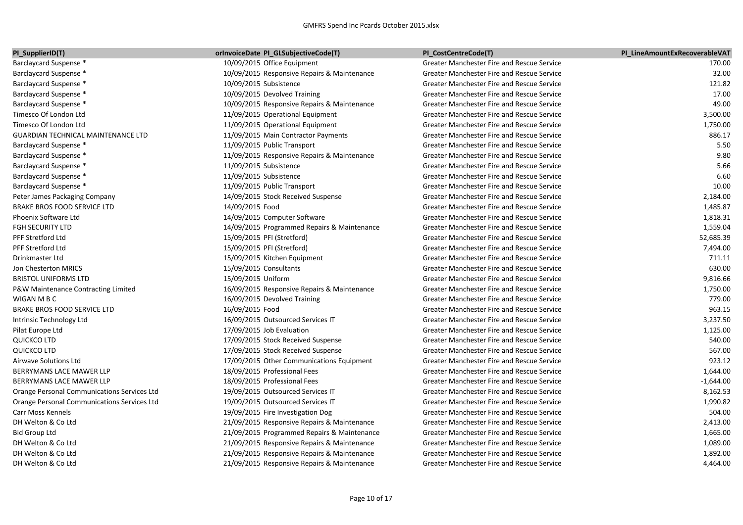| PI_SupplierID(T) | orInvoiceDate | PI_GLSubjectiveCode(T) | PI_CostCentreCode(T) | PI_LineAmountExRecoverableVAT |
|---|---|---|---|---|
| Barclaycard Suspense * | 10/09/2015 | Office Equipment | Greater Manchester Fire and Rescue Service | 170.00 |
| Barclaycard Suspense * | 10/09/2015 | Responsive Repairs & Maintenance | Greater Manchester Fire and Rescue Service | 32.00 |
| Barclaycard Suspense * | 10/09/2015 | Subsistence | Greater Manchester Fire and Rescue Service | 121.82 |
| Barclaycard Suspense * | 10/09/2015 | Devolved Training | Greater Manchester Fire and Rescue Service | 17.00 |
| Barclaycard Suspense * | 10/09/2015 | Responsive Repairs & Maintenance | Greater Manchester Fire and Rescue Service | 49.00 |
| Timesco Of London Ltd | 11/09/2015 | Operational Equipment | Greater Manchester Fire and Rescue Service | 3,500.00 |
| Timesco Of London Ltd | 11/09/2015 | Operational Equipment | Greater Manchester Fire and Rescue Service | 1,750.00 |
| GUARDIAN TECHNICAL MAINTENANCE LTD | 11/09/2015 | Main Contractor Payments | Greater Manchester Fire and Rescue Service | 886.17 |
| Barclaycard Suspense * | 11/09/2015 | Public Transport | Greater Manchester Fire and Rescue Service | 5.50 |
| Barclaycard Suspense * | 11/09/2015 | Responsive Repairs & Maintenance | Greater Manchester Fire and Rescue Service | 9.80 |
| Barclaycard Suspense * | 11/09/2015 | Subsistence | Greater Manchester Fire and Rescue Service | 5.66 |
| Barclaycard Suspense * | 11/09/2015 | Subsistence | Greater Manchester Fire and Rescue Service | 6.60 |
| Barclaycard Suspense * | 11/09/2015 | Public Transport | Greater Manchester Fire and Rescue Service | 10.00 |
| Peter James Packaging Company | 14/09/2015 | Stock Received Suspense | Greater Manchester Fire and Rescue Service | 2,184.00 |
| BRAKE BROS FOOD SERVICE LTD | 14/09/2015 | Food | Greater Manchester Fire and Rescue Service | 1,485.87 |
| Phoenix Software Ltd | 14/09/2015 | Computer Software | Greater Manchester Fire and Rescue Service | 1,818.31 |
| FGH SECURITY LTD | 14/09/2015 | Programmed Repairs & Maintenance | Greater Manchester Fire and Rescue Service | 1,559.04 |
| PFF Stretford Ltd | 15/09/2015 | PFI (Stretford) | Greater Manchester Fire and Rescue Service | 52,685.39 |
| PFF Stretford Ltd | 15/09/2015 | PFI (Stretford) | Greater Manchester Fire and Rescue Service | 7,494.00 |
| Drinkmaster Ltd | 15/09/2015 | Kitchen Equipment | Greater Manchester Fire and Rescue Service | 711.11 |
| Jon Chesterton MRICS | 15/09/2015 | Consultants | Greater Manchester Fire and Rescue Service | 630.00 |
| BRISTOL UNIFORMS LTD | 15/09/2015 | Uniform | Greater Manchester Fire and Rescue Service | 9,816.66 |
| P&W Maintenance Contracting Limited | 16/09/2015 | Responsive Repairs & Maintenance | Greater Manchester Fire and Rescue Service | 1,750.00 |
| WIGAN M B C | 16/09/2015 | Devolved Training | Greater Manchester Fire and Rescue Service | 779.00 |
| BRAKE BROS FOOD SERVICE LTD | 16/09/2015 | Food | Greater Manchester Fire and Rescue Service | 963.15 |
| Intrinsic Technology Ltd | 16/09/2015 | Outsourced Services IT | Greater Manchester Fire and Rescue Service | 3,237.50 |
| Pilat Europe Ltd | 17/09/2015 | Job Evaluation | Greater Manchester Fire and Rescue Service | 1,125.00 |
| QUICKCO LTD | 17/09/2015 | Stock Received Suspense | Greater Manchester Fire and Rescue Service | 540.00 |
| QUICKCO LTD | 17/09/2015 | Stock Received Suspense | Greater Manchester Fire and Rescue Service | 567.00 |
| Airwave Solutions Ltd | 17/09/2015 | Other Communications Equipment | Greater Manchester Fire and Rescue Service | 923.12 |
| BERRYMANS LACE MAWER LLP | 18/09/2015 | Professional Fees | Greater Manchester Fire and Rescue Service | 1,644.00 |
| BERRYMANS LACE MAWER LLP | 18/09/2015 | Professional Fees | Greater Manchester Fire and Rescue Service | -1,644.00 |
| Orange Personal Communications Services Ltd | 19/09/2015 | Outsourced Services IT | Greater Manchester Fire and Rescue Service | 8,162.53 |
| Orange Personal Communications Services Ltd | 19/09/2015 | Outsourced Services IT | Greater Manchester Fire and Rescue Service | 1,990.82 |
| Carr Moss Kennels | 19/09/2015 | Fire Investigation Dog | Greater Manchester Fire and Rescue Service | 504.00 |
| DH Welton & Co Ltd | 21/09/2015 | Responsive Repairs & Maintenance | Greater Manchester Fire and Rescue Service | 2,413.00 |
| Bid Group Ltd | 21/09/2015 | Programmed Repairs & Maintenance | Greater Manchester Fire and Rescue Service | 1,665.00 |
| DH Welton & Co Ltd | 21/09/2015 | Responsive Repairs & Maintenance | Greater Manchester Fire and Rescue Service | 1,089.00 |
| DH Welton & Co Ltd | 21/09/2015 | Responsive Repairs & Maintenance | Greater Manchester Fire and Rescue Service | 1,892.00 |
| DH Welton & Co Ltd | 21/09/2015 | Responsive Repairs & Maintenance | Greater Manchester Fire and Rescue Service | 4,464.00 |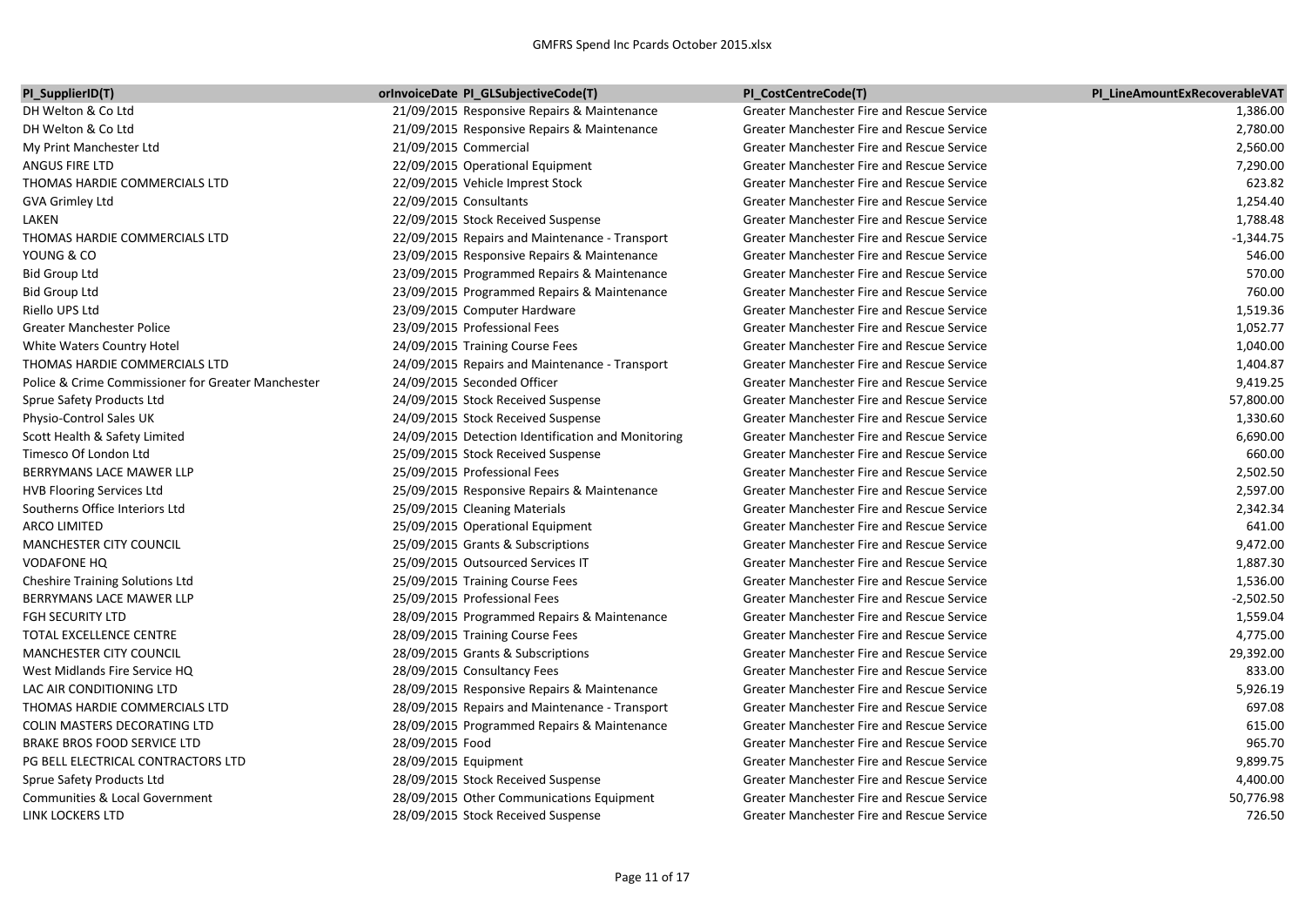| PI_SupplierID(T) | orInvoiceDate | PI_GLSubjectiveCode(T) | PI_CostCentreCode(T) | PI_LineAmountExRecoverableVAT |
|---|---|---|---|---|
| DH Welton & Co Ltd | 21/09/2015 | Responsive Repairs & Maintenance | Greater Manchester Fire and Rescue Service | 1,386.00 |
| DH Welton & Co Ltd | 21/09/2015 | Responsive Repairs & Maintenance | Greater Manchester Fire and Rescue Service | 2,780.00 |
| My Print Manchester Ltd | 21/09/2015 | Commercial | Greater Manchester Fire and Rescue Service | 2,560.00 |
| ANGUS FIRE LTD | 22/09/2015 | Operational Equipment | Greater Manchester Fire and Rescue Service | 7,290.00 |
| THOMAS HARDIE COMMERCIALS LTD | 22/09/2015 | Vehicle Imprest Stock | Greater Manchester Fire and Rescue Service | 623.82 |
| GVA Grimley Ltd | 22/09/2015 | Consultants | Greater Manchester Fire and Rescue Service | 1,254.40 |
| LAKEN | 22/09/2015 | Stock Received Suspense | Greater Manchester Fire and Rescue Service | 1,788.48 |
| THOMAS HARDIE COMMERCIALS LTD | 22/09/2015 | Repairs and Maintenance - Transport | Greater Manchester Fire and Rescue Service | -1,344.75 |
| YOUNG & CO | 23/09/2015 | Responsive Repairs & Maintenance | Greater Manchester Fire and Rescue Service | 546.00 |
| Bid Group Ltd | 23/09/2015 | Programmed Repairs & Maintenance | Greater Manchester Fire and Rescue Service | 570.00 |
| Bid Group Ltd | 23/09/2015 | Programmed Repairs & Maintenance | Greater Manchester Fire and Rescue Service | 760.00 |
| Riello UPS Ltd | 23/09/2015 | Computer Hardware | Greater Manchester Fire and Rescue Service | 1,519.36 |
| Greater Manchester Police | 23/09/2015 | Professional Fees | Greater Manchester Fire and Rescue Service | 1,052.77 |
| White Waters Country Hotel | 24/09/2015 | Training Course Fees | Greater Manchester Fire and Rescue Service | 1,040.00 |
| THOMAS HARDIE COMMERCIALS LTD | 24/09/2015 | Repairs and Maintenance - Transport | Greater Manchester Fire and Rescue Service | 1,404.87 |
| Police & Crime Commissioner for Greater Manchester | 24/09/2015 | Seconded Officer | Greater Manchester Fire and Rescue Service | 9,419.25 |
| Sprue Safety Products Ltd | 24/09/2015 | Stock Received Suspense | Greater Manchester Fire and Rescue Service | 57,800.00 |
| Physio-Control Sales UK | 24/09/2015 | Stock Received Suspense | Greater Manchester Fire and Rescue Service | 1,330.60 |
| Scott Health & Safety Limited | 24/09/2015 | Detection Identification and Monitoring | Greater Manchester Fire and Rescue Service | 6,690.00 |
| Timesco Of London Ltd | 25/09/2015 | Stock Received Suspense | Greater Manchester Fire and Rescue Service | 660.00 |
| BERRYMANS LACE MAWER LLP | 25/09/2015 | Professional Fees | Greater Manchester Fire and Rescue Service | 2,502.50 |
| HVB Flooring Services Ltd | 25/09/2015 | Responsive Repairs & Maintenance | Greater Manchester Fire and Rescue Service | 2,597.00 |
| Southerns Office Interiors Ltd | 25/09/2015 | Cleaning Materials | Greater Manchester Fire and Rescue Service | 2,342.34 |
| ARCO LIMITED | 25/09/2015 | Operational Equipment | Greater Manchester Fire and Rescue Service | 641.00 |
| MANCHESTER CITY COUNCIL | 25/09/2015 | Grants & Subscriptions | Greater Manchester Fire and Rescue Service | 9,472.00 |
| VODAFONE HQ | 25/09/2015 | Outsourced Services IT | Greater Manchester Fire and Rescue Service | 1,887.30 |
| Cheshire Training Solutions Ltd | 25/09/2015 | Training Course Fees | Greater Manchester Fire and Rescue Service | 1,536.00 |
| BERRYMANS LACE MAWER LLP | 25/09/2015 | Professional Fees | Greater Manchester Fire and Rescue Service | -2,502.50 |
| FGH SECURITY LTD | 28/09/2015 | Programmed Repairs & Maintenance | Greater Manchester Fire and Rescue Service | 1,559.04 |
| TOTAL EXCELLENCE CENTRE | 28/09/2015 | Training Course Fees | Greater Manchester Fire and Rescue Service | 4,775.00 |
| MANCHESTER CITY COUNCIL | 28/09/2015 | Grants & Subscriptions | Greater Manchester Fire and Rescue Service | 29,392.00 |
| West Midlands Fire Service HQ | 28/09/2015 | Consultancy Fees | Greater Manchester Fire and Rescue Service | 833.00 |
| LAC AIR CONDITIONING LTD | 28/09/2015 | Responsive Repairs & Maintenance | Greater Manchester Fire and Rescue Service | 5,926.19 |
| THOMAS HARDIE COMMERCIALS LTD | 28/09/2015 | Repairs and Maintenance - Transport | Greater Manchester Fire and Rescue Service | 697.08 |
| COLIN MASTERS DECORATING LTD | 28/09/2015 | Programmed Repairs & Maintenance | Greater Manchester Fire and Rescue Service | 615.00 |
| BRAKE BROS FOOD SERVICE LTD | 28/09/2015 | Food | Greater Manchester Fire and Rescue Service | 965.70 |
| PG BELL ELECTRICAL CONTRACTORS LTD | 28/09/2015 | Equipment | Greater Manchester Fire and Rescue Service | 9,899.75 |
| Sprue Safety Products Ltd | 28/09/2015 | Stock Received Suspense | Greater Manchester Fire and Rescue Service | 4,400.00 |
| Communities & Local Government | 28/09/2015 | Other Communications Equipment | Greater Manchester Fire and Rescue Service | 50,776.98 |
| LINK LOCKERS LTD | 28/09/2015 | Stock Received Suspense | Greater Manchester Fire and Rescue Service | 726.50 |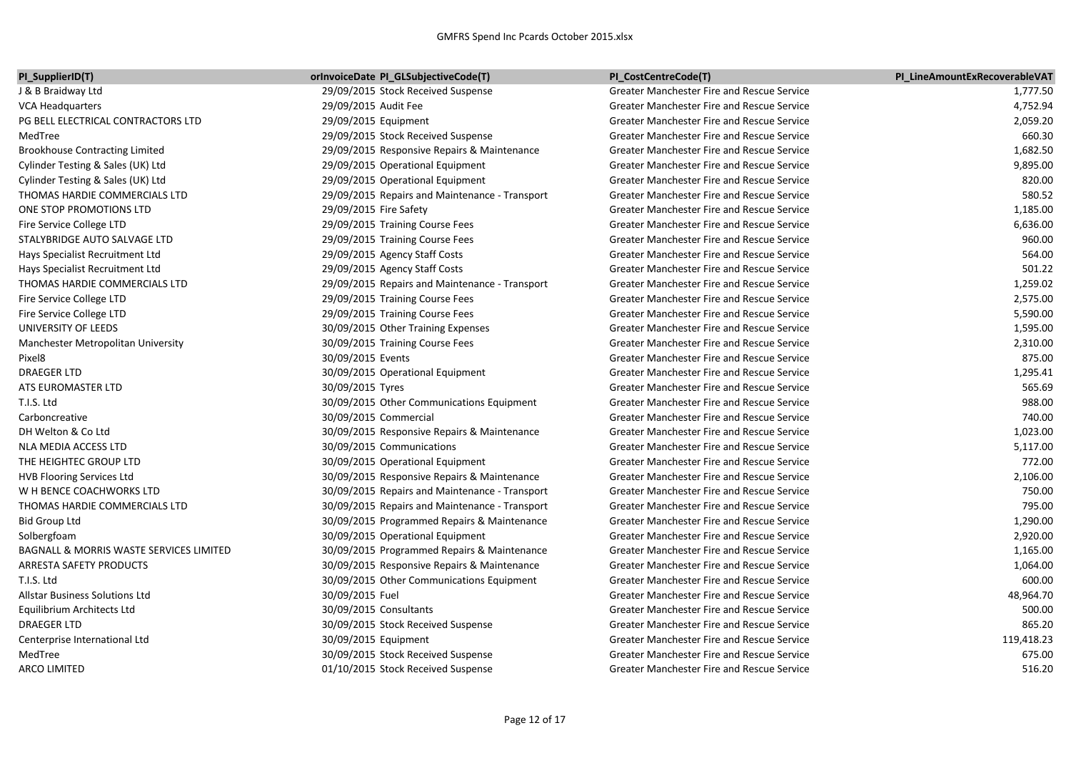| PI_SupplierID(T) | orInvoiceDate | PI_GLSubjectiveCode(T) | PI_CostCentreCode(T) | PI_LineAmountExRecoverableVAT |
|---|---|---|---|---|
| J & B Braidway Ltd | 29/09/2015 | Stock Received Suspense | Greater Manchester Fire and Rescue Service | 1,777.50 |
| VCA Headquarters | 29/09/2015 | Audit Fee | Greater Manchester Fire and Rescue Service | 4,752.94 |
| PG BELL ELECTRICAL CONTRACTORS LTD | 29/09/2015 | Equipment | Greater Manchester Fire and Rescue Service | 2,059.20 |
| MedTree | 29/09/2015 | Stock Received Suspense | Greater Manchester Fire and Rescue Service | 660.30 |
| Brookhouse Contracting Limited | 29/09/2015 | Responsive Repairs & Maintenance | Greater Manchester Fire and Rescue Service | 1,682.50 |
| Cylinder Testing & Sales (UK) Ltd | 29/09/2015 | Operational Equipment | Greater Manchester Fire and Rescue Service | 9,895.00 |
| Cylinder Testing & Sales (UK) Ltd | 29/09/2015 | Operational Equipment | Greater Manchester Fire and Rescue Service | 820.00 |
| THOMAS HARDIE COMMERCIALS LTD | 29/09/2015 | Repairs and Maintenance - Transport | Greater Manchester Fire and Rescue Service | 580.52 |
| ONE STOP PROMOTIONS LTD | 29/09/2015 | Fire Safety | Greater Manchester Fire and Rescue Service | 1,185.00 |
| Fire Service College LTD | 29/09/2015 | Training Course Fees | Greater Manchester Fire and Rescue Service | 6,636.00 |
| STALYBRIDGE AUTO SALVAGE LTD | 29/09/2015 | Training Course Fees | Greater Manchester Fire and Rescue Service | 960.00 |
| Hays Specialist Recruitment Ltd | 29/09/2015 | Agency Staff Costs | Greater Manchester Fire and Rescue Service | 564.00 |
| Hays Specialist Recruitment Ltd | 29/09/2015 | Agency Staff Costs | Greater Manchester Fire and Rescue Service | 501.22 |
| THOMAS HARDIE COMMERCIALS LTD | 29/09/2015 | Repairs and Maintenance - Transport | Greater Manchester Fire and Rescue Service | 1,259.02 |
| Fire Service College LTD | 29/09/2015 | Training Course Fees | Greater Manchester Fire and Rescue Service | 2,575.00 |
| Fire Service College LTD | 29/09/2015 | Training Course Fees | Greater Manchester Fire and Rescue Service | 5,590.00 |
| UNIVERSITY OF LEEDS | 30/09/2015 | Other Training Expenses | Greater Manchester Fire and Rescue Service | 1,595.00 |
| Manchester Metropolitan University | 30/09/2015 | Training Course Fees | Greater Manchester Fire and Rescue Service | 2,310.00 |
| Pixel8 | 30/09/2015 | Events | Greater Manchester Fire and Rescue Service | 875.00 |
| DRAEGER LTD | 30/09/2015 | Operational Equipment | Greater Manchester Fire and Rescue Service | 1,295.41 |
| ATS EUROMASTER LTD | 30/09/2015 | Tyres | Greater Manchester Fire and Rescue Service | 565.69 |
| T.I.S. Ltd | 30/09/2015 | Other Communications Equipment | Greater Manchester Fire and Rescue Service | 988.00 |
| Carboncreative | 30/09/2015 | Commercial | Greater Manchester Fire and Rescue Service | 740.00 |
| DH Welton & Co Ltd | 30/09/2015 | Responsive Repairs & Maintenance | Greater Manchester Fire and Rescue Service | 1,023.00 |
| NLA MEDIA ACCESS LTD | 30/09/2015 | Communications | Greater Manchester Fire and Rescue Service | 5,117.00 |
| THE HEIGHTEC GROUP LTD | 30/09/2015 | Operational Equipment | Greater Manchester Fire and Rescue Service | 772.00 |
| HVB Flooring Services Ltd | 30/09/2015 | Responsive Repairs & Maintenance | Greater Manchester Fire and Rescue Service | 2,106.00 |
| W H BENCE COACHWORKS LTD | 30/09/2015 | Repairs and Maintenance - Transport | Greater Manchester Fire and Rescue Service | 750.00 |
| THOMAS HARDIE COMMERCIALS LTD | 30/09/2015 | Repairs and Maintenance - Transport | Greater Manchester Fire and Rescue Service | 795.00 |
| Bid Group Ltd | 30/09/2015 | Programmed Repairs & Maintenance | Greater Manchester Fire and Rescue Service | 1,290.00 |
| Solbergfoam | 30/09/2015 | Operational Equipment | Greater Manchester Fire and Rescue Service | 2,920.00 |
| BAGNALL & MORRIS WASTE SERVICES LIMITED | 30/09/2015 | Programmed Repairs & Maintenance | Greater Manchester Fire and Rescue Service | 1,165.00 |
| ARRESTA SAFETY PRODUCTS | 30/09/2015 | Responsive Repairs & Maintenance | Greater Manchester Fire and Rescue Service | 1,064.00 |
| T.I.S. Ltd | 30/09/2015 | Other Communications Equipment | Greater Manchester Fire and Rescue Service | 600.00 |
| Allstar Business Solutions Ltd | 30/09/2015 | Fuel | Greater Manchester Fire and Rescue Service | 48,964.70 |
| Equilibrium Architects Ltd | 30/09/2015 | Consultants | Greater Manchester Fire and Rescue Service | 500.00 |
| DRAEGER LTD | 30/09/2015 | Stock Received Suspense | Greater Manchester Fire and Rescue Service | 865.20 |
| Centerprise International Ltd | 30/09/2015 | Equipment | Greater Manchester Fire and Rescue Service | 119,418.23 |
| MedTree | 30/09/2015 | Stock Received Suspense | Greater Manchester Fire and Rescue Service | 675.00 |
| ARCO LIMITED | 01/10/2015 | Stock Received Suspense | Greater Manchester Fire and Rescue Service | 516.20 |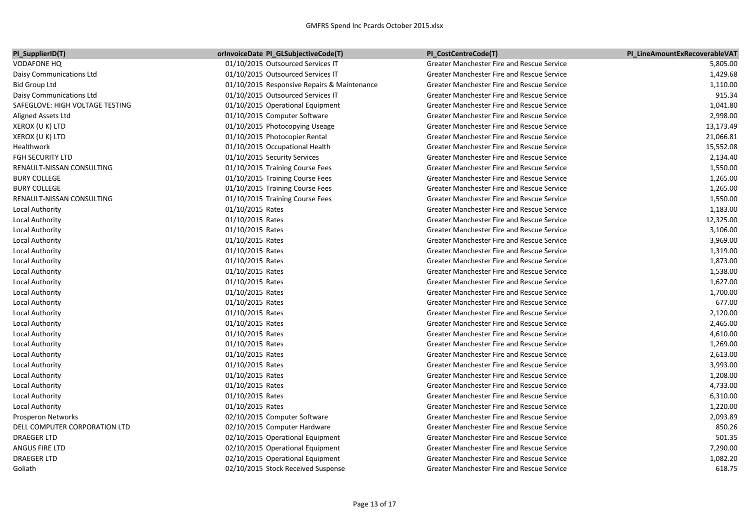| PI_SupplierID(T) | orInvoiceDate | PI_GLSubjectiveCode(T) | PI_CostCentreCode(T) | PI_LineAmountExRecoverableVAT |
|---|---|---|---|---|
| VODAFONE HQ | 01/10/2015 | Outsourced Services IT | Greater Manchester Fire and Rescue Service | 5,805.00 |
| Daisy Communications Ltd | 01/10/2015 | Outsourced Services IT | Greater Manchester Fire and Rescue Service | 1,429.68 |
| Bid Group Ltd | 01/10/2015 | Responsive Repairs & Maintenance | Greater Manchester Fire and Rescue Service | 1,110.00 |
| Daisy Communications Ltd | 01/10/2015 | Outsourced Services IT | Greater Manchester Fire and Rescue Service | 915.34 |
| SAFEGLOVE: HIGH VOLTAGE TESTING | 01/10/2015 | Operational Equipment | Greater Manchester Fire and Rescue Service | 1,041.80 |
| Aligned Assets Ltd | 01/10/2015 | Computer Software | Greater Manchester Fire and Rescue Service | 2,998.00 |
| XEROX (U K) LTD | 01/10/2015 | Photocopying Useage | Greater Manchester Fire and Rescue Service | 13,173.49 |
| XEROX (U K) LTD | 01/10/2015 | Photocopier Rental | Greater Manchester Fire and Rescue Service | 21,066.81 |
| Healthwork | 01/10/2015 | Occupational Health | Greater Manchester Fire and Rescue Service | 15,552.08 |
| FGH SECURITY LTD | 01/10/2015 | Security Services | Greater Manchester Fire and Rescue Service | 2,134.40 |
| RENAULT-NISSAN CONSULTING | 01/10/2015 | Training Course Fees | Greater Manchester Fire and Rescue Service | 1,550.00 |
| BURY COLLEGE | 01/10/2015 | Training Course Fees | Greater Manchester Fire and Rescue Service | 1,265.00 |
| BURY COLLEGE | 01/10/2015 | Training Course Fees | Greater Manchester Fire and Rescue Service | 1,265.00 |
| RENAULT-NISSAN CONSULTING | 01/10/2015 | Training Course Fees | Greater Manchester Fire and Rescue Service | 1,550.00 |
| Local Authority | 01/10/2015 | Rates | Greater Manchester Fire and Rescue Service | 1,183.00 |
| Local Authority | 01/10/2015 | Rates | Greater Manchester Fire and Rescue Service | 12,325.00 |
| Local Authority | 01/10/2015 | Rates | Greater Manchester Fire and Rescue Service | 3,106.00 |
| Local Authority | 01/10/2015 | Rates | Greater Manchester Fire and Rescue Service | 3,969.00 |
| Local Authority | 01/10/2015 | Rates | Greater Manchester Fire and Rescue Service | 1,319.00 |
| Local Authority | 01/10/2015 | Rates | Greater Manchester Fire and Rescue Service | 1,873.00 |
| Local Authority | 01/10/2015 | Rates | Greater Manchester Fire and Rescue Service | 1,538.00 |
| Local Authority | 01/10/2015 | Rates | Greater Manchester Fire and Rescue Service | 1,627.00 |
| Local Authority | 01/10/2015 | Rates | Greater Manchester Fire and Rescue Service | 1,700.00 |
| Local Authority | 01/10/2015 | Rates | Greater Manchester Fire and Rescue Service | 677.00 |
| Local Authority | 01/10/2015 | Rates | Greater Manchester Fire and Rescue Service | 2,120.00 |
| Local Authority | 01/10/2015 | Rates | Greater Manchester Fire and Rescue Service | 2,465.00 |
| Local Authority | 01/10/2015 | Rates | Greater Manchester Fire and Rescue Service | 4,610.00 |
| Local Authority | 01/10/2015 | Rates | Greater Manchester Fire and Rescue Service | 1,269.00 |
| Local Authority | 01/10/2015 | Rates | Greater Manchester Fire and Rescue Service | 2,613.00 |
| Local Authority | 01/10/2015 | Rates | Greater Manchester Fire and Rescue Service | 3,993.00 |
| Local Authority | 01/10/2015 | Rates | Greater Manchester Fire and Rescue Service | 1,208.00 |
| Local Authority | 01/10/2015 | Rates | Greater Manchester Fire and Rescue Service | 4,733.00 |
| Local Authority | 01/10/2015 | Rates | Greater Manchester Fire and Rescue Service | 6,310.00 |
| Local Authority | 01/10/2015 | Rates | Greater Manchester Fire and Rescue Service | 1,220.00 |
| Prosperon Networks | 02/10/2015 | Computer Software | Greater Manchester Fire and Rescue Service | 2,093.89 |
| DELL COMPUTER CORPORATION LTD | 02/10/2015 | Computer Hardware | Greater Manchester Fire and Rescue Service | 850.26 |
| DRAEGER LTD | 02/10/2015 | Operational Equipment | Greater Manchester Fire and Rescue Service | 501.35 |
| ANGUS FIRE LTD | 02/10/2015 | Operational Equipment | Greater Manchester Fire and Rescue Service | 7,290.00 |
| DRAEGER LTD | 02/10/2015 | Operational Equipment | Greater Manchester Fire and Rescue Service | 1,082.20 |
| Goliath | 02/10/2015 | Stock Received Suspense | Greater Manchester Fire and Rescue Service | 618.75 |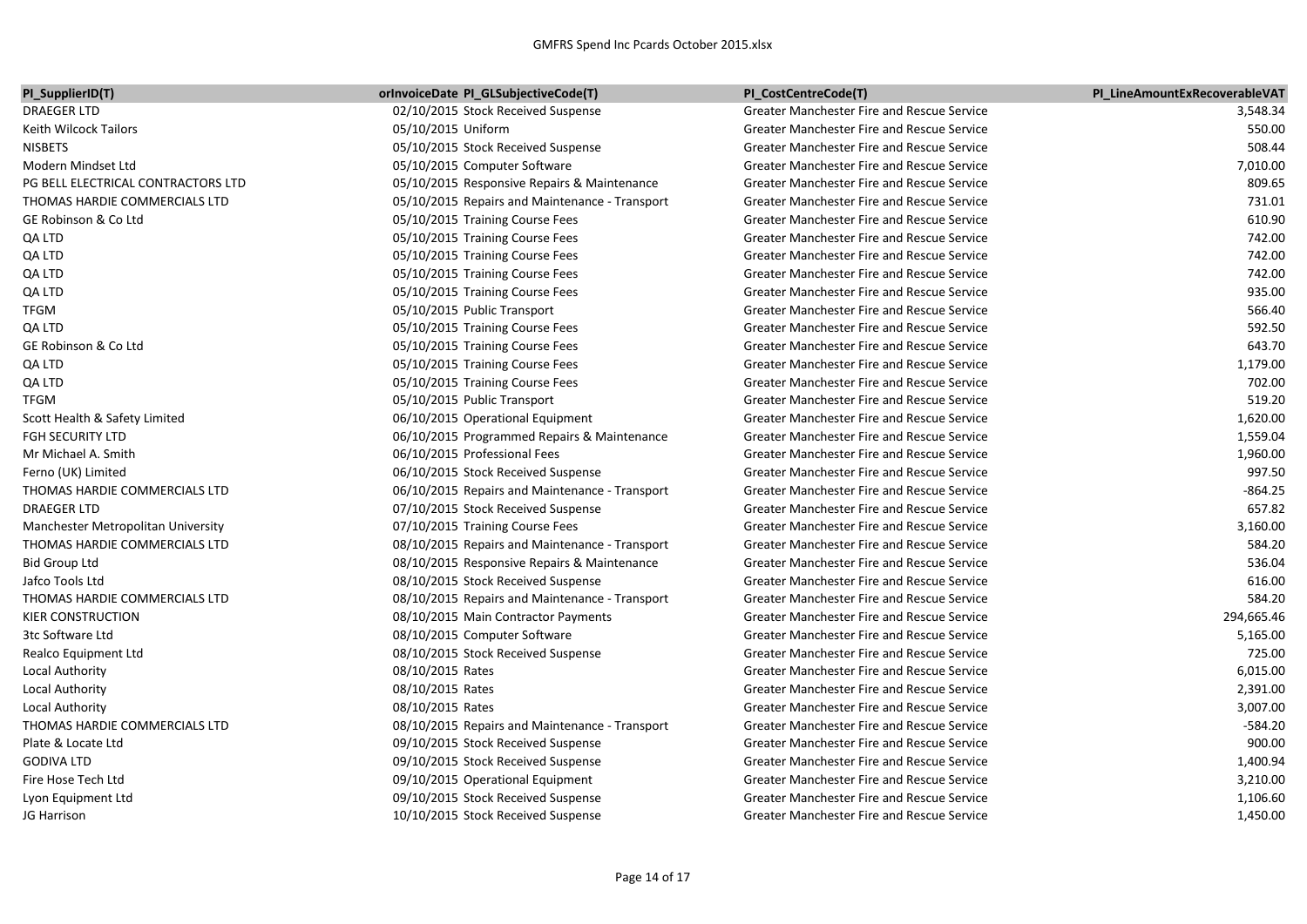| PI_SupplierID(T) | orInvoiceDate | PI_GLSubjectiveCode(T) | PI_CostCentreCode(T) | PI_LineAmountExRecoverableVAT |
|---|---|---|---|---|
| DRAEGER LTD | 02/10/2015 | Stock Received Suspense | Greater Manchester Fire and Rescue Service | 3,548.34 |
| Keith Wilcock Tailors | 05/10/2015 | Uniform | Greater Manchester Fire and Rescue Service | 550.00 |
| NISBETS | 05/10/2015 | Stock Received Suspense | Greater Manchester Fire and Rescue Service | 508.44 |
| Modern Mindset Ltd | 05/10/2015 | Computer Software | Greater Manchester Fire and Rescue Service | 7,010.00 |
| PG BELL ELECTRICAL CONTRACTORS LTD | 05/10/2015 | Responsive Repairs & Maintenance | Greater Manchester Fire and Rescue Service | 809.65 |
| THOMAS HARDIE COMMERCIALS LTD | 05/10/2015 | Repairs and Maintenance - Transport | Greater Manchester Fire and Rescue Service | 731.01 |
| GE Robinson & Co Ltd | 05/10/2015 | Training Course Fees | Greater Manchester Fire and Rescue Service | 610.90 |
| QA LTD | 05/10/2015 | Training Course Fees | Greater Manchester Fire and Rescue Service | 742.00 |
| QA LTD | 05/10/2015 | Training Course Fees | Greater Manchester Fire and Rescue Service | 742.00 |
| QA LTD | 05/10/2015 | Training Course Fees | Greater Manchester Fire and Rescue Service | 742.00 |
| QA LTD | 05/10/2015 | Training Course Fees | Greater Manchester Fire and Rescue Service | 935.00 |
| TFGM | 05/10/2015 | Public Transport | Greater Manchester Fire and Rescue Service | 566.40 |
| QA LTD | 05/10/2015 | Training Course Fees | Greater Manchester Fire and Rescue Service | 592.50 |
| GE Robinson & Co Ltd | 05/10/2015 | Training Course Fees | Greater Manchester Fire and Rescue Service | 643.70 |
| QA LTD | 05/10/2015 | Training Course Fees | Greater Manchester Fire and Rescue Service | 1,179.00 |
| QA LTD | 05/10/2015 | Training Course Fees | Greater Manchester Fire and Rescue Service | 702.00 |
| TFGM | 05/10/2015 | Public Transport | Greater Manchester Fire and Rescue Service | 519.20 |
| Scott Health & Safety Limited | 06/10/2015 | Operational Equipment | Greater Manchester Fire and Rescue Service | 1,620.00 |
| FGH SECURITY LTD | 06/10/2015 | Programmed Repairs & Maintenance | Greater Manchester Fire and Rescue Service | 1,559.04 |
| Mr Michael A. Smith | 06/10/2015 | Professional Fees | Greater Manchester Fire and Rescue Service | 1,960.00 |
| Ferno (UK) Limited | 06/10/2015 | Stock Received Suspense | Greater Manchester Fire and Rescue Service | 997.50 |
| THOMAS HARDIE COMMERCIALS LTD | 06/10/2015 | Repairs and Maintenance - Transport | Greater Manchester Fire and Rescue Service | -864.25 |
| DRAEGER LTD | 07/10/2015 | Stock Received Suspense | Greater Manchester Fire and Rescue Service | 657.82 |
| Manchester Metropolitan University | 07/10/2015 | Training Course Fees | Greater Manchester Fire and Rescue Service | 3,160.00 |
| THOMAS HARDIE COMMERCIALS LTD | 08/10/2015 | Repairs and Maintenance - Transport | Greater Manchester Fire and Rescue Service | 584.20 |
| Bid Group Ltd | 08/10/2015 | Responsive Repairs & Maintenance | Greater Manchester Fire and Rescue Service | 536.04 |
| Jafco Tools Ltd | 08/10/2015 | Stock Received Suspense | Greater Manchester Fire and Rescue Service | 616.00 |
| THOMAS HARDIE COMMERCIALS LTD | 08/10/2015 | Repairs and Maintenance - Transport | Greater Manchester Fire and Rescue Service | 584.20 |
| KIER CONSTRUCTION | 08/10/2015 | Main Contractor Payments | Greater Manchester Fire and Rescue Service | 294,665.46 |
| 3tc Software Ltd | 08/10/2015 | Computer Software | Greater Manchester Fire and Rescue Service | 5,165.00 |
| Realco Equipment Ltd | 08/10/2015 | Stock Received Suspense | Greater Manchester Fire and Rescue Service | 725.00 |
| Local Authority | 08/10/2015 | Rates | Greater Manchester Fire and Rescue Service | 6,015.00 |
| Local Authority | 08/10/2015 | Rates | Greater Manchester Fire and Rescue Service | 2,391.00 |
| Local Authority | 08/10/2015 | Rates | Greater Manchester Fire and Rescue Service | 3,007.00 |
| THOMAS HARDIE COMMERCIALS LTD | 08/10/2015 | Repairs and Maintenance - Transport | Greater Manchester Fire and Rescue Service | -584.20 |
| Plate & Locate Ltd | 09/10/2015 | Stock Received Suspense | Greater Manchester Fire and Rescue Service | 900.00 |
| GODIVA LTD | 09/10/2015 | Stock Received Suspense | Greater Manchester Fire and Rescue Service | 1,400.94 |
| Fire Hose Tech Ltd | 09/10/2015 | Operational Equipment | Greater Manchester Fire and Rescue Service | 3,210.00 |
| Lyon Equipment Ltd | 09/10/2015 | Stock Received Suspense | Greater Manchester Fire and Rescue Service | 1,106.60 |
| JG Harrison | 10/10/2015 | Stock Received Suspense | Greater Manchester Fire and Rescue Service | 1,450.00 |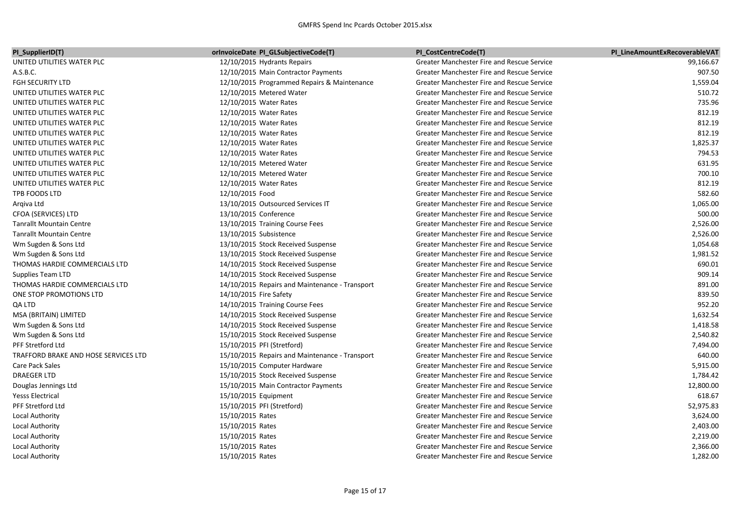| PI_SupplierID(T) | orInvoiceDate | PI_GLSubjectiveCode(T) | PI_CostCentreCode(T) | PI_LineAmountExRecoverableVAT |
|---|---|---|---|---|
| UNITED UTILITIES WATER PLC | 12/10/2015 | Hydrants Repairs | Greater Manchester Fire and Rescue Service | 99,166.67 |
| A.S.B.C. | 12/10/2015 | Main Contractor Payments | Greater Manchester Fire and Rescue Service | 907.50 |
| FGH SECURITY LTD | 12/10/2015 | Programmed Repairs & Maintenance | Greater Manchester Fire and Rescue Service | 1,559.04 |
| UNITED UTILITIES WATER PLC | 12/10/2015 | Metered Water | Greater Manchester Fire and Rescue Service | 510.72 |
| UNITED UTILITIES WATER PLC | 12/10/2015 | Water Rates | Greater Manchester Fire and Rescue Service | 735.96 |
| UNITED UTILITIES WATER PLC | 12/10/2015 | Water Rates | Greater Manchester Fire and Rescue Service | 812.19 |
| UNITED UTILITIES WATER PLC | 12/10/2015 | Water Rates | Greater Manchester Fire and Rescue Service | 812.19 |
| UNITED UTILITIES WATER PLC | 12/10/2015 | Water Rates | Greater Manchester Fire and Rescue Service | 812.19 |
| UNITED UTILITIES WATER PLC | 12/10/2015 | Water Rates | Greater Manchester Fire and Rescue Service | 1,825.37 |
| UNITED UTILITIES WATER PLC | 12/10/2015 | Water Rates | Greater Manchester Fire and Rescue Service | 794.53 |
| UNITED UTILITIES WATER PLC | 12/10/2015 | Metered Water | Greater Manchester Fire and Rescue Service | 631.95 |
| UNITED UTILITIES WATER PLC | 12/10/2015 | Metered Water | Greater Manchester Fire and Rescue Service | 700.10 |
| UNITED UTILITIES WATER PLC | 12/10/2015 | Water Rates | Greater Manchester Fire and Rescue Service | 812.19 |
| TPB FOODS LTD | 12/10/2015 | Food | Greater Manchester Fire and Rescue Service | 582.60 |
| Arqiva Ltd | 13/10/2015 | Outsourced Services IT | Greater Manchester Fire and Rescue Service | 1,065.00 |
| CFOA (SERVICES) LTD | 13/10/2015 | Conference | Greater Manchester Fire and Rescue Service | 500.00 |
| Tanrallt Mountain Centre | 13/10/2015 | Training Course Fees | Greater Manchester Fire and Rescue Service | 2,526.00 |
| Tanrallt Mountain Centre | 13/10/2015 | Subsistence | Greater Manchester Fire and Rescue Service | 2,526.00 |
| Wm Sugden & Sons Ltd | 13/10/2015 | Stock Received Suspense | Greater Manchester Fire and Rescue Service | 1,054.68 |
| Wm Sugden & Sons Ltd | 13/10/2015 | Stock Received Suspense | Greater Manchester Fire and Rescue Service | 1,981.52 |
| THOMAS HARDIE COMMERCIALS LTD | 14/10/2015 | Stock Received Suspense | Greater Manchester Fire and Rescue Service | 690.01 |
| Supplies Team LTD | 14/10/2015 | Stock Received Suspense | Greater Manchester Fire and Rescue Service | 909.14 |
| THOMAS HARDIE COMMERCIALS LTD | 14/10/2015 | Repairs and Maintenance - Transport | Greater Manchester Fire and Rescue Service | 891.00 |
| ONE STOP PROMOTIONS LTD | 14/10/2015 | Fire Safety | Greater Manchester Fire and Rescue Service | 839.50 |
| QA LTD | 14/10/2015 | Training Course Fees | Greater Manchester Fire and Rescue Service | 952.20 |
| MSA (BRITAIN) LIMITED | 14/10/2015 | Stock Received Suspense | Greater Manchester Fire and Rescue Service | 1,632.54 |
| Wm Sugden & Sons Ltd | 14/10/2015 | Stock Received Suspense | Greater Manchester Fire and Rescue Service | 1,418.58 |
| Wm Sugden & Sons Ltd | 15/10/2015 | Stock Received Suspense | Greater Manchester Fire and Rescue Service | 2,540.82 |
| PFF Stretford Ltd | 15/10/2015 | PFI (Stretford) | Greater Manchester Fire and Rescue Service | 7,494.00 |
| TRAFFORD BRAKE AND HOSE SERVICES LTD | 15/10/2015 | Repairs and Maintenance - Transport | Greater Manchester Fire and Rescue Service | 640.00 |
| Care Pack Sales | 15/10/2015 | Computer Hardware | Greater Manchester Fire and Rescue Service | 5,915.00 |
| DRAEGER LTD | 15/10/2015 | Stock Received Suspense | Greater Manchester Fire and Rescue Service | 1,784.42 |
| Douglas Jennings Ltd | 15/10/2015 | Main Contractor Payments | Greater Manchester Fire and Rescue Service | 12,800.00 |
| Yesss Electrical | 15/10/2015 | Equipment | Greater Manchester Fire and Rescue Service | 618.67 |
| PFF Stretford Ltd | 15/10/2015 | PFI (Stretford) | Greater Manchester Fire and Rescue Service | 52,975.83 |
| Local Authority | 15/10/2015 | Rates | Greater Manchester Fire and Rescue Service | 3,624.00 |
| Local Authority | 15/10/2015 | Rates | Greater Manchester Fire and Rescue Service | 2,403.00 |
| Local Authority | 15/10/2015 | Rates | Greater Manchester Fire and Rescue Service | 2,219.00 |
| Local Authority | 15/10/2015 | Rates | Greater Manchester Fire and Rescue Service | 2,366.00 |
| Local Authority | 15/10/2015 | Rates | Greater Manchester Fire and Rescue Service | 1,282.00 |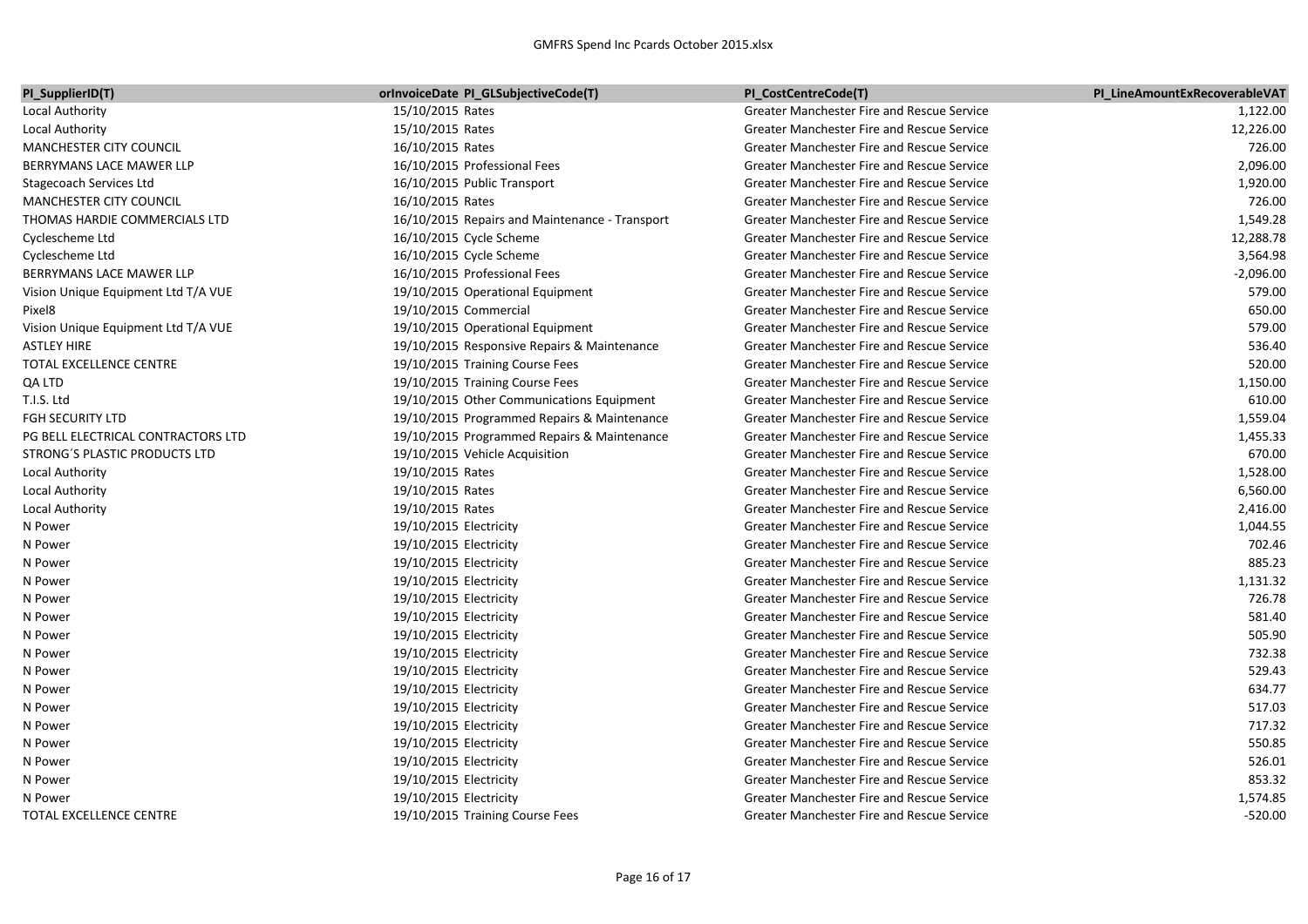| PI_SupplierID(T) | orInvoiceDate | PI_GLSubjectiveCode(T) | PI_CostCentreCode(T) | PI_LineAmountExRecoverableVAT |
|---|---|---|---|---|
| Local Authority | 15/10/2015 | Rates | Greater Manchester Fire and Rescue Service | 1,122.00 |
| Local Authority | 15/10/2015 | Rates | Greater Manchester Fire and Rescue Service | 12,226.00 |
| MANCHESTER CITY COUNCIL | 16/10/2015 | Rates | Greater Manchester Fire and Rescue Service | 726.00 |
| BERRYMANS LACE MAWER LLP | 16/10/2015 | Professional Fees | Greater Manchester Fire and Rescue Service | 2,096.00 |
| Stagecoach Services Ltd | 16/10/2015 | Public Transport | Greater Manchester Fire and Rescue Service | 1,920.00 |
| MANCHESTER CITY COUNCIL | 16/10/2015 | Rates | Greater Manchester Fire and Rescue Service | 726.00 |
| THOMAS HARDIE COMMERCIALS LTD | 16/10/2015 | Repairs and Maintenance - Transport | Greater Manchester Fire and Rescue Service | 1,549.28 |
| Cyclescheme Ltd | 16/10/2015 | Cycle Scheme | Greater Manchester Fire and Rescue Service | 12,288.78 |
| Cyclescheme Ltd | 16/10/2015 | Cycle Scheme | Greater Manchester Fire and Rescue Service | 3,564.98 |
| BERRYMANS LACE MAWER LLP | 16/10/2015 | Professional Fees | Greater Manchester Fire and Rescue Service | -2,096.00 |
| Vision Unique Equipment Ltd T/A VUE | 19/10/2015 | Operational Equipment | Greater Manchester Fire and Rescue Service | 579.00 |
| Pixel8 | 19/10/2015 | Commercial | Greater Manchester Fire and Rescue Service | 650.00 |
| Vision Unique Equipment Ltd T/A VUE | 19/10/2015 | Operational Equipment | Greater Manchester Fire and Rescue Service | 579.00 |
| ASTLEY HIRE | 19/10/2015 | Responsive Repairs & Maintenance | Greater Manchester Fire and Rescue Service | 536.40 |
| TOTAL EXCELLENCE CENTRE | 19/10/2015 | Training Course Fees | Greater Manchester Fire and Rescue Service | 520.00 |
| QA LTD | 19/10/2015 | Training Course Fees | Greater Manchester Fire and Rescue Service | 1,150.00 |
| T.I.S. Ltd | 19/10/2015 | Other Communications Equipment | Greater Manchester Fire and Rescue Service | 610.00 |
| FGH SECURITY LTD | 19/10/2015 | Programmed Repairs & Maintenance | Greater Manchester Fire and Rescue Service | 1,559.04 |
| PG BELL ELECTRICAL CONTRACTORS LTD | 19/10/2015 | Programmed Repairs & Maintenance | Greater Manchester Fire and Rescue Service | 1,455.33 |
| STRONG´S PLASTIC PRODUCTS LTD | 19/10/2015 | Vehicle Acquisition | Greater Manchester Fire and Rescue Service | 670.00 |
| Local Authority | 19/10/2015 | Rates | Greater Manchester Fire and Rescue Service | 1,528.00 |
| Local Authority | 19/10/2015 | Rates | Greater Manchester Fire and Rescue Service | 6,560.00 |
| Local Authority | 19/10/2015 | Rates | Greater Manchester Fire and Rescue Service | 2,416.00 |
| N Power | 19/10/2015 | Electricity | Greater Manchester Fire and Rescue Service | 1,044.55 |
| N Power | 19/10/2015 | Electricity | Greater Manchester Fire and Rescue Service | 702.46 |
| N Power | 19/10/2015 | Electricity | Greater Manchester Fire and Rescue Service | 885.23 |
| N Power | 19/10/2015 | Electricity | Greater Manchester Fire and Rescue Service | 1,131.32 |
| N Power | 19/10/2015 | Electricity | Greater Manchester Fire and Rescue Service | 726.78 |
| N Power | 19/10/2015 | Electricity | Greater Manchester Fire and Rescue Service | 581.40 |
| N Power | 19/10/2015 | Electricity | Greater Manchester Fire and Rescue Service | 505.90 |
| N Power | 19/10/2015 | Electricity | Greater Manchester Fire and Rescue Service | 732.38 |
| N Power | 19/10/2015 | Electricity | Greater Manchester Fire and Rescue Service | 529.43 |
| N Power | 19/10/2015 | Electricity | Greater Manchester Fire and Rescue Service | 634.77 |
| N Power | 19/10/2015 | Electricity | Greater Manchester Fire and Rescue Service | 517.03 |
| N Power | 19/10/2015 | Electricity | Greater Manchester Fire and Rescue Service | 717.32 |
| N Power | 19/10/2015 | Electricity | Greater Manchester Fire and Rescue Service | 550.85 |
| N Power | 19/10/2015 | Electricity | Greater Manchester Fire and Rescue Service | 526.01 |
| N Power | 19/10/2015 | Electricity | Greater Manchester Fire and Rescue Service | 853.32 |
| N Power | 19/10/2015 | Electricity | Greater Manchester Fire and Rescue Service | 1,574.85 |
| TOTAL EXCELLENCE CENTRE | 19/10/2015 | Training Course Fees | Greater Manchester Fire and Rescue Service | -520.00 |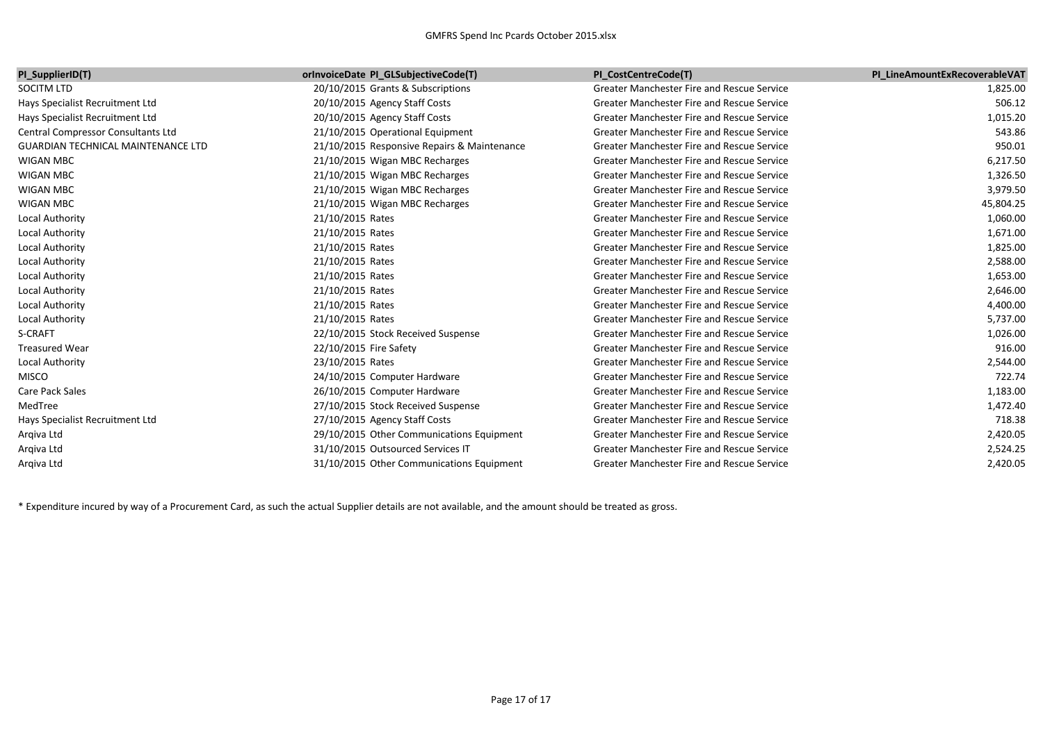| PI_SupplierID(T) | orInvoiceDate | PI_GLSubjectiveCode(T) | PI_CostCentreCode(T) | PI_LineAmountExRecoverableVAT |
|---|---|---|---|---|
| SOCITM LTD | 20/10/2015 | Grants & Subscriptions | Greater Manchester Fire and Rescue Service | 1,825.00 |
| Hays Specialist Recruitment Ltd | 20/10/2015 | Agency Staff Costs | Greater Manchester Fire and Rescue Service | 506.12 |
| Hays Specialist Recruitment Ltd | 20/10/2015 | Agency Staff Costs | Greater Manchester Fire and Rescue Service | 1,015.20 |
| Central Compressor Consultants Ltd | 21/10/2015 | Operational Equipment | Greater Manchester Fire and Rescue Service | 543.86 |
| GUARDIAN TECHNICAL MAINTENANCE LTD | 21/10/2015 | Responsive Repairs & Maintenance | Greater Manchester Fire and Rescue Service | 950.01 |
| WIGAN MBC | 21/10/2015 | Wigan MBC Recharges | Greater Manchester Fire and Rescue Service | 6,217.50 |
| WIGAN MBC | 21/10/2015 | Wigan MBC Recharges | Greater Manchester Fire and Rescue Service | 1,326.50 |
| WIGAN MBC | 21/10/2015 | Wigan MBC Recharges | Greater Manchester Fire and Rescue Service | 3,979.50 |
| WIGAN MBC | 21/10/2015 | Wigan MBC Recharges | Greater Manchester Fire and Rescue Service | 45,804.25 |
| Local Authority | 21/10/2015 | Rates | Greater Manchester Fire and Rescue Service | 1,060.00 |
| Local Authority | 21/10/2015 | Rates | Greater Manchester Fire and Rescue Service | 1,671.00 |
| Local Authority | 21/10/2015 | Rates | Greater Manchester Fire and Rescue Service | 1,825.00 |
| Local Authority | 21/10/2015 | Rates | Greater Manchester Fire and Rescue Service | 2,588.00 |
| Local Authority | 21/10/2015 | Rates | Greater Manchester Fire and Rescue Service | 1,653.00 |
| Local Authority | 21/10/2015 | Rates | Greater Manchester Fire and Rescue Service | 2,646.00 |
| Local Authority | 21/10/2015 | Rates | Greater Manchester Fire and Rescue Service | 4,400.00 |
| Local Authority | 21/10/2015 | Rates | Greater Manchester Fire and Rescue Service | 5,737.00 |
| S-CRAFT | 22/10/2015 | Stock Received Suspense | Greater Manchester Fire and Rescue Service | 1,026.00 |
| Treasured Wear | 22/10/2015 | Fire Safety | Greater Manchester Fire and Rescue Service | 916.00 |
| Local Authority | 23/10/2015 | Rates | Greater Manchester Fire and Rescue Service | 2,544.00 |
| MISCO | 24/10/2015 | Computer Hardware | Greater Manchester Fire and Rescue Service | 722.74 |
| Care Pack Sales | 26/10/2015 | Computer Hardware | Greater Manchester Fire and Rescue Service | 1,183.00 |
| MedTree | 27/10/2015 | Stock Received Suspense | Greater Manchester Fire and Rescue Service | 1,472.40 |
| Hays Specialist Recruitment Ltd | 27/10/2015 | Agency Staff Costs | Greater Manchester Fire and Rescue Service | 718.38 |
| Arqiva Ltd | 29/10/2015 | Other Communications Equipment | Greater Manchester Fire and Rescue Service | 2,420.05 |
| Arqiva Ltd | 31/10/2015 | Outsourced Services IT | Greater Manchester Fire and Rescue Service | 2,524.25 |
| Arqiva Ltd | 31/10/2015 | Other Communications Equipment | Greater Manchester Fire and Rescue Service | 2,420.05 |

* Expenditure incured by way of a Procurement Card, as such the actual Supplier details are not available, and the amount should be treated as gross.